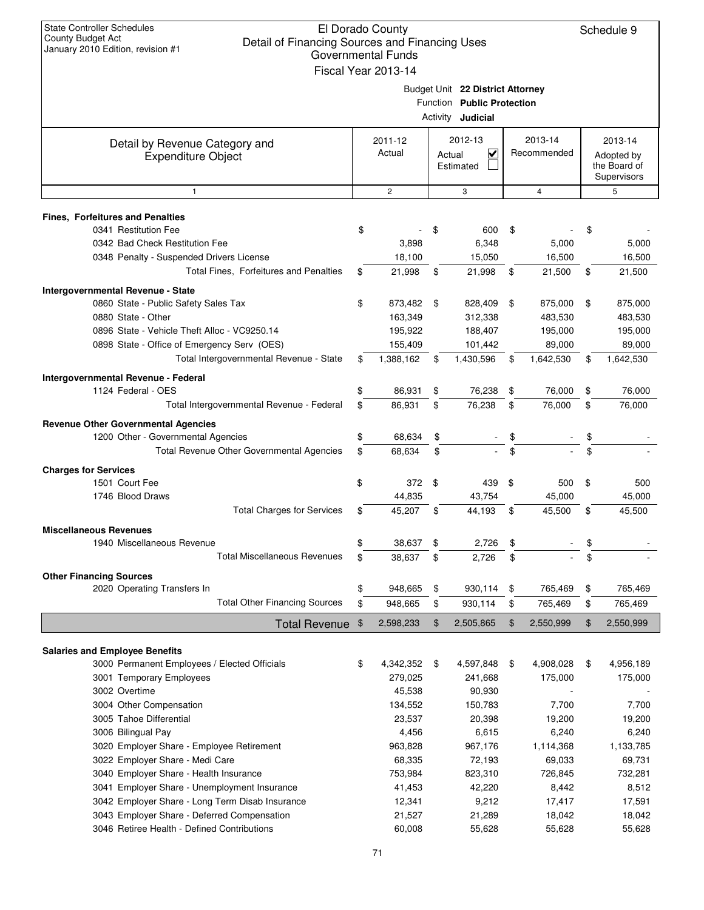State Controller Schedules
County Budget Act
January 2010 Edition, revision #1

# El Dorado County
## Detail of Financing Sources and Financing Uses
### Governmental Funds
### Fiscal Year 2013-14

Schedule 9

Budget Unit **22 District Attorney**
Function **Public Protection**
Activity **Judicial**

| Detail by Revenue Category and Expenditure Object | 2011-12 Actual | 2012-13 Actual ☑ Estimated ☐ | 2013-14 Recommended | 2013-14 Adopted by the Board of Supervisors |
|---|---|---|---|---|
| 1 | 2 | 3 | 4 | 5 |
| **Fines, Forfeitures and Penalties** | | | | |
| 0341 Restitution Fee | $ - | $ 600 | $ - | $ - |
| 0342 Bad Check Restitution Fee | 3,898 | 6,348 | 5,000 | 5,000 |
| 0348 Penalty - Suspended Drivers License | 18,100 | 15,050 | 16,500 | 16,500 |
| Total Fines, Forfeitures and Penalties | $ 21,998 | $ 21,998 | $ 21,500 | $ 21,500 |
| **Intergovernmental Revenue - State** | | | | |
| 0860 State - Public Safety Sales Tax | $ 873,482 | $ 828,409 | $ 875,000 | $ 875,000 |
| 0880 State - Other | 163,349 | 312,338 | 483,530 | 483,530 |
| 0896 State - Vehicle Theft Alloc - VC9250.14 | 195,922 | 188,407 | 195,000 | 195,000 |
| 0898 State - Office of Emergency Serv (OES) | 155,409 | 101,442 | 89,000 | 89,000 |
| Total Intergovernmental Revenue - State | $ 1,388,162 | $ 1,430,596 | $ 1,642,530 | $ 1,642,530 |
| **Intergovernmental Revenue - Federal** | | | | |
| 1124 Federal - OES | $ 86,931 | $ 76,238 | $ 76,000 | $ 76,000 |
| Total Intergovernmental Revenue - Federal | $ 86,931 | $ 76,238 | $ 76,000 | $ 76,000 |
| **Revenue Other Governmental Agencies** | | | | |
| 1200 Other - Governmental Agencies | $ 68,634 | $ - | $ - | $ - |
| Total Revenue Other Governmental Agencies | $ 68,634 | $ - | $ - | $ - |
| **Charges for Services** | | | | |
| 1501 Court Fee | $ 372 | $ 439 | $ 500 | $ 500 |
| 1746 Blood Draws | 44,835 | 43,754 | 45,000 | 45,000 |
| Total Charges for Services | $ 45,207 | $ 44,193 | $ 45,500 | $ 45,500 |
| **Miscellaneous Revenues** | | | | |
| 1940 Miscellaneous Revenue | $ 38,637 | $ 2,726 | $ - | $ - |
| Total Miscellaneous Revenues | $ 38,637 | $ 2,726 | $ - | $ - |
| **Other Financing Sources** | | | | |
| 2020 Operating Transfers In | $ 948,665 | $ 930,114 | $ 765,469 | $ 765,469 |
| Total Other Financing Sources | $ 948,665 | $ 930,114 | $ 765,469 | $ 765,469 |
| **Total Revenue** | $ 2,598,233 | $ 2,505,865 | $ 2,550,999 | $ 2,550,999 |
| **Salaries and Employee Benefits** | | | | |
| 3000 Permanent Employees / Elected Officials | $ 4,342,352 | $ 4,597,848 | $ 4,908,028 | $ 4,956,189 |
| 3001 Temporary Employees | 279,025 | 241,668 | 175,000 | 175,000 |
| 3002 Overtime | 45,538 | 90,930 | - | - |
| 3004 Other Compensation | 134,552 | 150,783 | 7,700 | 7,700 |
| 3005 Tahoe Differential | 23,537 | 20,398 | 19,200 | 19,200 |
| 3006 Bilingual Pay | 4,456 | 6,615 | 6,240 | 6,240 |
| 3020 Employer Share - Employee Retirement | 963,828 | 967,176 | 1,114,368 | 1,133,785 |
| 3022 Employer Share - Medi Care | 68,335 | 72,193 | 69,033 | 69,731 |
| 3040 Employer Share - Health Insurance | 753,984 | 823,310 | 726,845 | 732,281 |
| 3041 Employer Share - Unemployment Insurance | 41,453 | 42,220 | 8,442 | 8,512 |
| 3042 Employer Share - Long Term Disab Insurance | 12,341 | 9,212 | 17,417 | 17,591 |
| 3043 Employer Share - Deferred Compensation | 21,527 | 21,289 | 18,042 | 18,042 |
| 3046 Retiree Health - Defined Contributions | 60,008 | 55,628 | 55,628 | 55,628 |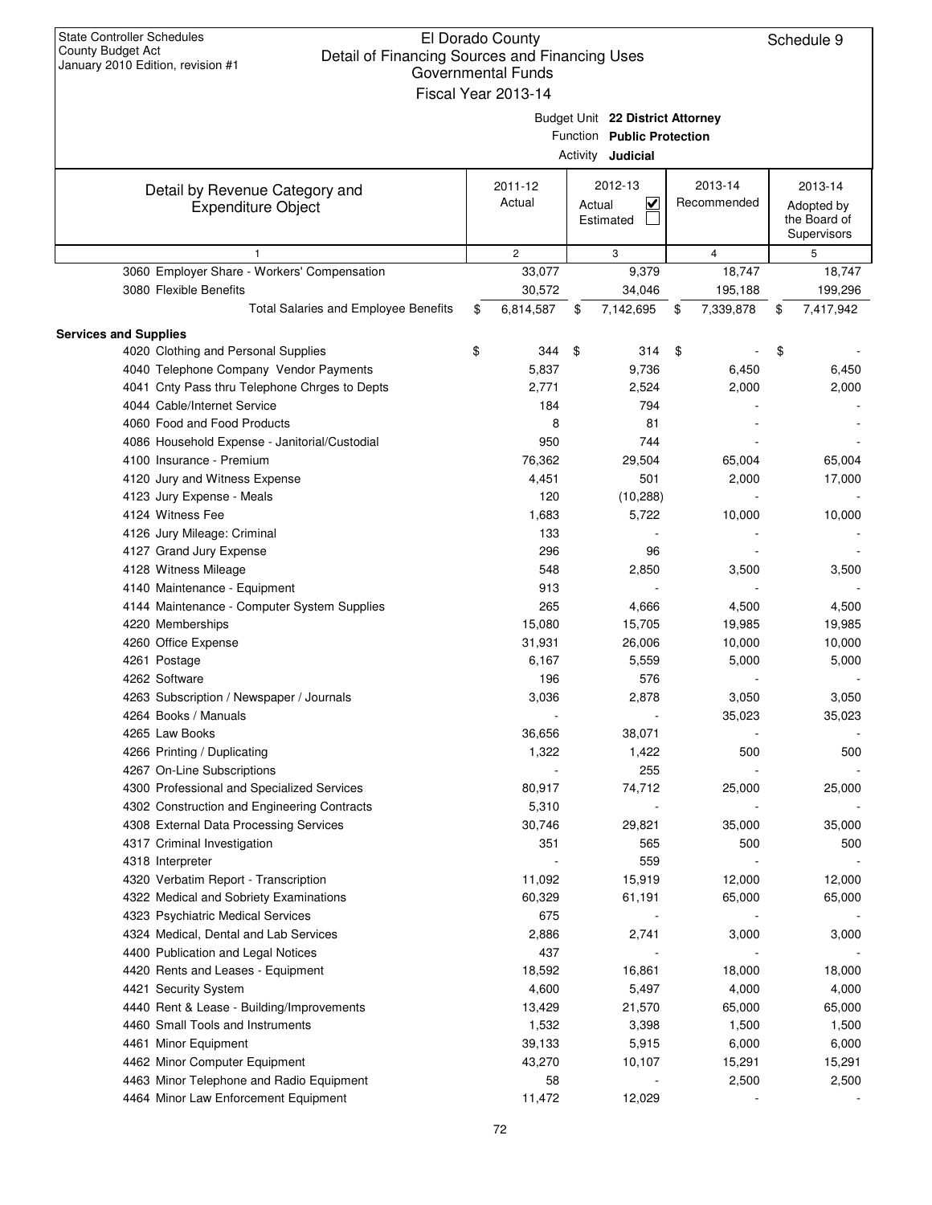State Controller Schedules
County Budget Act
January 2010 Edition, revision #1

# El Dorado County
## Detail of Financing Sources and Financing Uses
### Governmental Funds
### Fiscal Year 2013-14

Schedule 9

Budget Unit **22 District Attorney**
Function **Public Protection**
Activity **Judicial**

| Detail by Revenue Category and Expenditure Object | 2011-12 Actual | 2012-13 Actual ☑ Estimated ☐ | 2013-14 Recommended | 2013-14 Adopted by the Board of Supervisors |
|---|---|---|---|---|
| 1 | 2 | 3 | 4 | 5 |
| 3060 Employer Share - Workers' Compensation | 33,077 | 9,379 | 18,747 | 18,747 |
| 3080 Flexible Benefits | 30,572 | 34,046 | 195,188 | 199,296 |
| Total Salaries and Employee Benefits | $ 6,814,587 | $ 7,142,695 | $ 7,339,878 | $ 7,417,942 |
| **Services and Supplies** | | | | |
| 4020 Clothing and Personal Supplies | $ 344 | $ 314 | $ - | $ - |
| 4040 Telephone Company Vendor Payments | 5,837 | 9,736 | 6,450 | 6,450 |
| 4041 Cnty Pass thru Telephone Chrges to Depts | 2,771 | 2,524 | 2,000 | 2,000 |
| 4044 Cable/Internet Service | 184 | 794 | - | - |
| 4060 Food and Food Products | 8 | 81 | - | - |
| 4086 Household Expense - Janitorial/Custodial | 950 | 744 | - | - |
| 4100 Insurance - Premium | 76,362 | 29,504 | 65,004 | 65,004 |
| 4120 Jury and Witness Expense | 4,451 | 501 | 2,000 | 17,000 |
| 4123 Jury Expense - Meals | 120 | (10,288) | - | - |
| 4124 Witness Fee | 1,683 | 5,722 | 10,000 | 10,000 |
| 4126 Jury Mileage: Criminal | 133 | - | - | - |
| 4127 Grand Jury Expense | 296 | 96 | - | - |
| 4128 Witness Mileage | 548 | 2,850 | 3,500 | 3,500 |
| 4140 Maintenance - Equipment | 913 | - | - | - |
| 4144 Maintenance - Computer System Supplies | 265 | 4,666 | 4,500 | 4,500 |
| 4220 Memberships | 15,080 | 15,705 | 19,985 | 19,985 |
| 4260 Office Expense | 31,931 | 26,006 | 10,000 | 10,000 |
| 4261 Postage | 6,167 | 5,559 | 5,000 | 5,000 |
| 4262 Software | 196 | 576 | - | - |
| 4263 Subscription / Newspaper / Journals | 3,036 | 2,878 | 3,050 | 3,050 |
| 4264 Books / Manuals | - | - | 35,023 | 35,023 |
| 4265 Law Books | 36,656 | 38,071 | - | - |
| 4266 Printing / Duplicating | 1,322 | 1,422 | 500 | 500 |
| 4267 On-Line Subscriptions | - | 255 | - | - |
| 4300 Professional and Specialized Services | 80,917 | 74,712 | 25,000 | 25,000 |
| 4302 Construction and Engineering Contracts | 5,310 | - | - | - |
| 4308 External Data Processing Services | 30,746 | 29,821 | 35,000 | 35,000 |
| 4317 Criminal Investigation | 351 | 565 | 500 | 500 |
| 4318 Interpreter | - | 559 | - | - |
| 4320 Verbatim Report - Transcription | 11,092 | 15,919 | 12,000 | 12,000 |
| 4322 Medical and Sobriety Examinations | 60,329 | 61,191 | 65,000 | 65,000 |
| 4323 Psychiatric Medical Services | 675 | - | - | - |
| 4324 Medical, Dental and Lab Services | 2,886 | 2,741 | 3,000 | 3,000 |
| 4400 Publication and Legal Notices | 437 | - | - | - |
| 4420 Rents and Leases - Equipment | 18,592 | 16,861 | 18,000 | 18,000 |
| 4421 Security System | 4,600 | 5,497 | 4,000 | 4,000 |
| 4440 Rent & Lease - Building/Improvements | 13,429 | 21,570 | 65,000 | 65,000 |
| 4460 Small Tools and Instruments | 1,532 | 3,398 | 1,500 | 1,500 |
| 4461 Minor Equipment | 39,133 | 5,915 | 6,000 | 6,000 |
| 4462 Minor Computer Equipment | 43,270 | 10,107 | 15,291 | 15,291 |
| 4463 Minor Telephone and Radio Equipment | 58 | - | 2,500 | 2,500 |
| 4464 Minor Law Enforcement Equipment | 11,472 | 12,029 | - | - |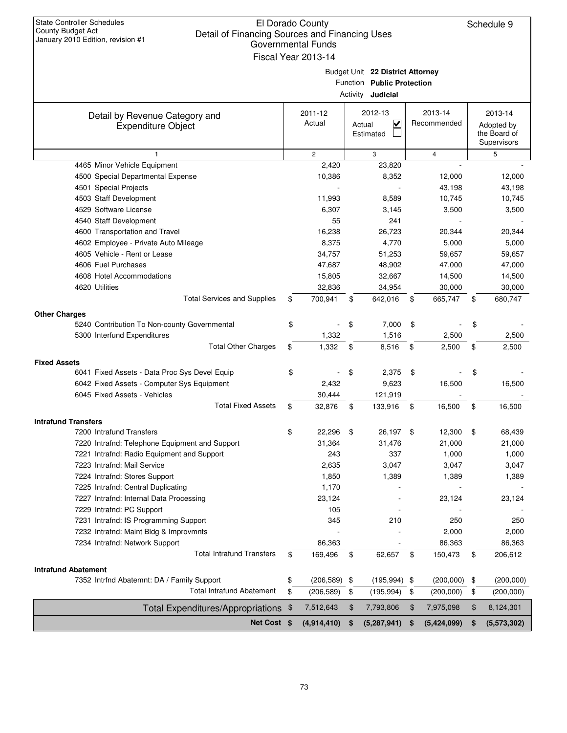State Controller Schedules
County Budget Act
January 2010 Edition, revision #1

# El Dorado County
## Detail of Financing Sources and Financing Uses
### Governmental Funds
### Fiscal Year 2013-14

Schedule 9

Budget Unit **22 District Attorney**
Function **Public Protection**
Activity **Judicial**

| Detail by Revenue Category and Expenditure Object | 2011-12 Actual | 2012-13 Actual ☑ Estimated ☐ | 2013-14 Recommended | 2013-14 Adopted by the Board of Supervisors |
|---|---|---|---|---|
| 1 | 2 | 3 | 4 | 5 |
| 4465 Minor Vehicle Equipment | 2,420 | 23,820 | - | - |
| 4500 Special Departmental Expense | 10,386 | 8,352 | 12,000 | 12,000 |
| 4501 Special Projects | - | - | 43,198 | 43,198 |
| 4503 Staff Development | 11,993 | 8,589 | 10,745 | 10,745 |
| 4529 Software License | 6,307 | 3,145 | 3,500 | 3,500 |
| 4540 Staff Development | 55 | 241 | - | - |
| 4600 Transportation and Travel | 16,238 | 26,723 | 20,344 | 20,344 |
| 4602 Employee - Private Auto Mileage | 8,375 | 4,770 | 5,000 | 5,000 |
| 4605 Vehicle - Rent or Lease | 34,757 | 51,253 | 59,657 | 59,657 |
| 4606 Fuel Purchases | 47,687 | 48,902 | 47,000 | 47,000 |
| 4608 Hotel Accommodations | 15,805 | 32,667 | 14,500 | 14,500 |
| 4620 Utilities | 32,836 | 34,954 | 30,000 | 30,000 |
| Total Services and Supplies | $ 700,941 | $ 642,016 | $ 665,747 | $ 680,747 |
| **Other Charges** | | | | |
| 5240 Contribution To Non-county Governmental | $ - | $ 7,000 | $ - | $ - |
| 5300 Interfund Expenditures | 1,332 | 1,516 | 2,500 | 2,500 |
| Total Other Charges | $ 1,332 | $ 8,516 | $ 2,500 | $ 2,500 |
| **Fixed Assets** | | | | |
| 6041 Fixed Assets - Data Proc Sys Devel Equip | $ - | $ 2,375 | $ - | $ - |
| 6042 Fixed Assets - Computer Sys Equipment | 2,432 | 9,623 | 16,500 | 16,500 |
| 6045 Fixed Assets - Vehicles | 30,444 | 121,919 | - | - |
| Total Fixed Assets | $ 32,876 | $ 133,916 | $ 16,500 | $ 16,500 |
| **Intrafund Transfers** | | | | |
| 7200 Intrafund Transfers | $ 22,296 | $ 26,197 | $ 12,300 | $ 68,439 |
| 7220 Intrafnd: Telephone Equipment and Support | 31,364 | 31,476 | 21,000 | 21,000 |
| 7221 Intrafnd: Radio Equipment and Support | 243 | 337 | 1,000 | 1,000 |
| 7223 Intrafnd: Mail Service | 2,635 | 3,047 | 3,047 | 3,047 |
| 7224 Intrafnd: Stores Support | 1,850 | 1,389 | 1,389 | 1,389 |
| 7225 Intrafnd: Central Duplicating | 1,170 | - | - | - |
| 7227 Intrafnd: Internal Data Processing | 23,124 | - | 23,124 | 23,124 |
| 7229 Intrafnd: PC Support | 105 | - | - | - |
| 7231 Intrafnd: IS Programming Support | 345 | 210 | 250 | 250 |
| 7232 Intrafnd: Maint Bldg & Improvmnts | - | - | 2,000 | 2,000 |
| 7234 Intrafnd: Network Support | 86,363 | - | 86,363 | 86,363 |
| Total Intrafund Transfers | $ 169,496 | $ 62,657 | $ 150,473 | $ 206,612 |
| **Intrafund Abatement** | | | | |
| 7352 Intrfnd Abatemnt: DA / Family Support | $ (206,589) | $ (195,994) | $ (200,000) | $ (200,000) |
| Total Intrafund Abatement | $ (206,589) | $ (195,994) | $ (200,000) | $ (200,000) |
| Total Expenditures/Appropriations | $ 7,512,643 | $ 7,793,806 | $ 7,975,098 | $ 8,124,301 |
| **Net Cost** | **$ (4,914,410)** | **$ (5,287,941)** | **$ (5,424,099)** | **$ (5,573,302)** |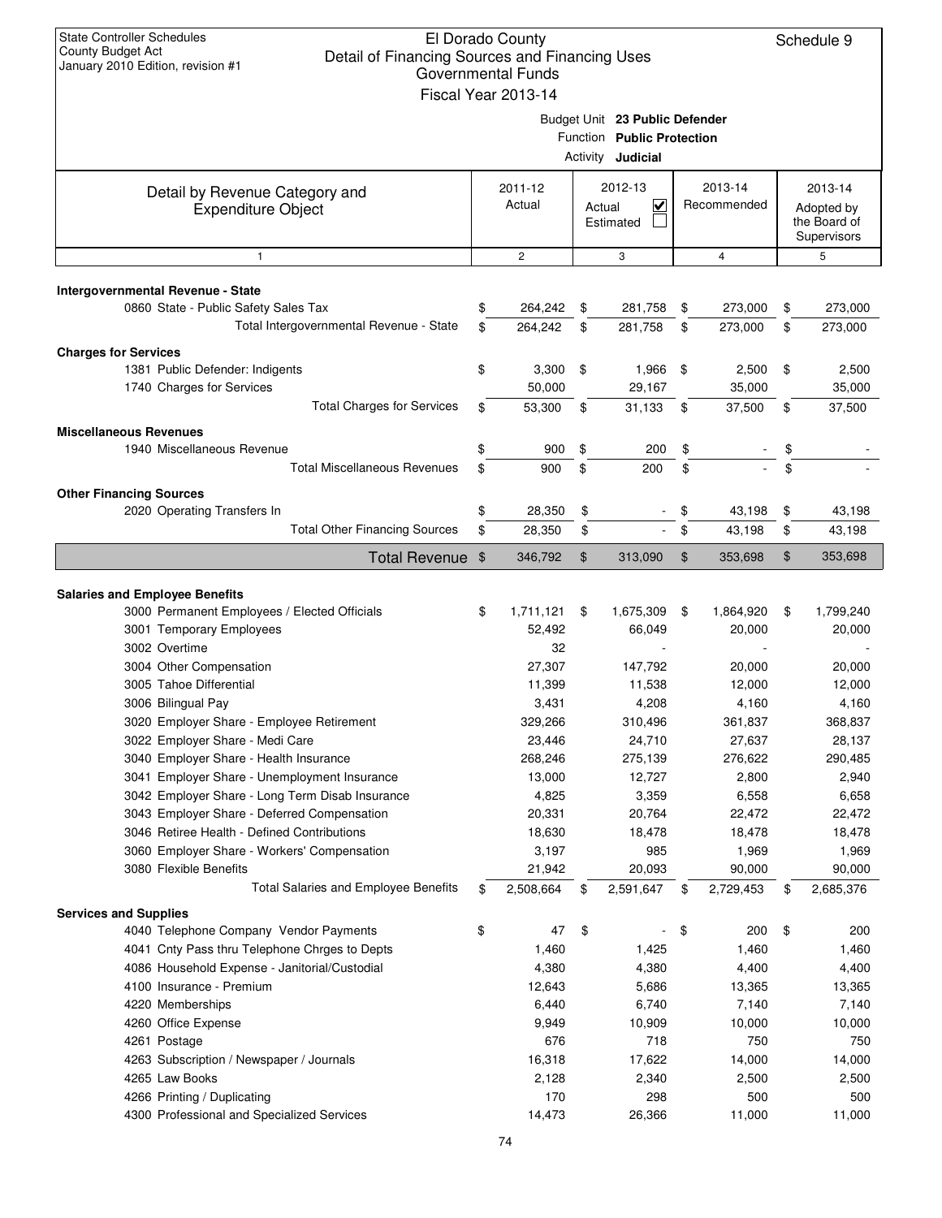State Controller Schedules
County Budget Act
January 2010 Edition, revision #1

# El Dorado County
## Detail of Financing Sources and Financing Uses
### Governmental Funds
### Fiscal Year 2013-14

Schedule 9

Budget Unit **23 Public Defender**
Function **Public Protection**
Activity **Judicial**

| Detail by Revenue Category and Expenditure Object | 2011-12 Actual | 2012-13 Actual ☑ Estimated ☐ | 2013-14 Recommended | 2013-14 Adopted by the Board of Supervisors |
|---|---|---|---|---|
| 1 | 2 | 3 | 4 | 5 |
| **Intergovernmental Revenue - State** | | | | |
| 0860 State - Public Safety Sales Tax | $ 264,242 | $ 281,758 | $ 273,000 | $ 273,000 |
| Total Intergovernmental Revenue - State | $ 264,242 | $ 281,758 | $ 273,000 | $ 273,000 |
| **Charges for Services** | | | | |
| 1381 Public Defender: Indigents | $ 3,300 | $ 1,966 | $ 2,500 | $ 2,500 |
| 1740 Charges for Services | 50,000 | 29,167 | 35,000 | 35,000 |
| Total Charges for Services | $ 53,300 | $ 31,133 | $ 37,500 | $ 37,500 |
| **Miscellaneous Revenues** | | | | |
| 1940 Miscellaneous Revenue | $ 900 | $ 200 | $ - | $ - |
| Total Miscellaneous Revenues | $ 900 | $ 200 | $ - | $ - |
| **Other Financing Sources** | | | | |
| 2020 Operating Transfers In | $ 28,350 | $ - | $ 43,198 | $ 43,198 |
| Total Other Financing Sources | $ 28,350 | $ - | $ 43,198 | $ 43,198 |
| **Total Revenue** | $ 346,792 | $ 313,090 | $ 353,698 | $ 353,698 |
| **Salaries and Employee Benefits** | | | | |
| 3000 Permanent Employees / Elected Officials | $ 1,711,121 | $ 1,675,309 | $ 1,864,920 | $ 1,799,240 |
| 3001 Temporary Employees | 52,492 | 66,049 | 20,000 | 20,000 |
| 3002 Overtime | 32 | - | - | - |
| 3004 Other Compensation | 27,307 | 147,792 | 20,000 | 20,000 |
| 3005 Tahoe Differential | 11,399 | 11,538 | 12,000 | 12,000 |
| 3006 Bilingual Pay | 3,431 | 4,208 | 4,160 | 4,160 |
| 3020 Employer Share - Employee Retirement | 329,266 | 310,496 | 361,837 | 368,837 |
| 3022 Employer Share - Medi Care | 23,446 | 24,710 | 27,637 | 28,137 |
| 3040 Employer Share - Health Insurance | 268,246 | 275,139 | 276,622 | 290,485 |
| 3041 Employer Share - Unemployment Insurance | 13,000 | 12,727 | 2,800 | 2,940 |
| 3042 Employer Share - Long Term Disab Insurance | 4,825 | 3,359 | 6,558 | 6,658 |
| 3043 Employer Share - Deferred Compensation | 20,331 | 20,764 | 22,472 | 22,472 |
| 3046 Retiree Health - Defined Contributions | 18,630 | 18,478 | 18,478 | 18,478 |
| 3060 Employer Share - Workers' Compensation | 3,197 | 985 | 1,969 | 1,969 |
| 3080 Flexible Benefits | 21,942 | 20,093 | 90,000 | 90,000 |
| Total Salaries and Employee Benefits | $ 2,508,664 | $ 2,591,647 | $ 2,729,453 | $ 2,685,376 |
| **Services and Supplies** | | | | |
| 4040 Telephone Company Vendor Payments | $ 47 | $ - | $ 200 | $ 200 |
| 4041 Cnty Pass thru Telephone Chrges to Depts | 1,460 | 1,425 | 1,460 | 1,460 |
| 4086 Household Expense - Janitorial/Custodial | 4,380 | 4,380 | 4,400 | 4,400 |
| 4100 Insurance - Premium | 12,643 | 5,686 | 13,365 | 13,365 |
| 4220 Memberships | 6,440 | 6,740 | 7,140 | 7,140 |
| 4260 Office Expense | 9,949 | 10,909 | 10,000 | 10,000 |
| 4261 Postage | 676 | 718 | 750 | 750 |
| 4263 Subscription / Newspaper / Journals | 16,318 | 17,622 | 14,000 | 14,000 |
| 4265 Law Books | 2,128 | 2,340 | 2,500 | 2,500 |
| 4266 Printing / Duplicating | 170 | 298 | 500 | 500 |
| 4300 Professional and Specialized Services | 14,473 | 26,366 | 11,000 | 11,000 |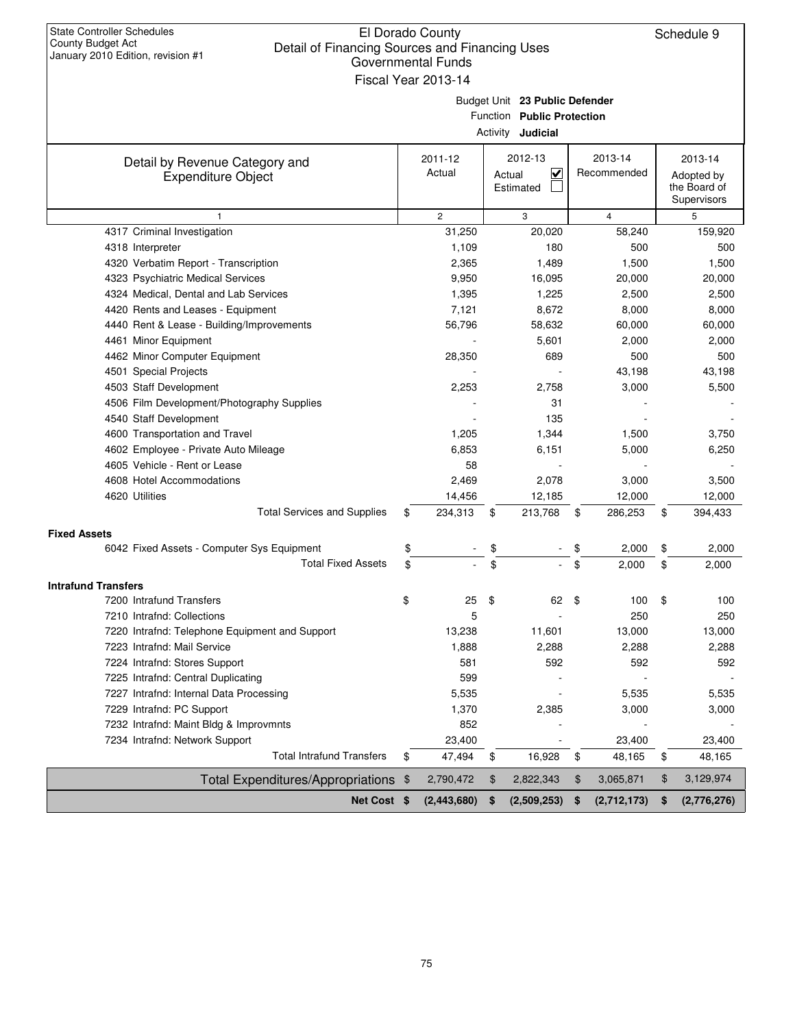State Controller Schedules
County Budget Act
January 2010 Edition, revision #1

# El Dorado County
## Detail of Financing Sources and Financing Uses
### Governmental Funds
### Fiscal Year 2013-14

Schedule 9

Budget Unit **23 Public Defender**
Function **Public Protection**
Activity **Judicial**

| Detail by Revenue Category and Expenditure Object | 2011-12 Actual | 2012-13 Actual ☑ Estimated ☐ | 2013-14 Recommended | 2013-14 Adopted by the Board of Supervisors |
|---|---|---|---|---|
| 1 | 2 | 3 | 4 | 5 |
| 4317 Criminal Investigation | 31,250 | 20,020 | 58,240 | 159,920 |
| 4318 Interpreter | 1,109 | 180 | 500 | 500 |
| 4320 Verbatim Report - Transcription | 2,365 | 1,489 | 1,500 | 1,500 |
| 4323 Psychiatric Medical Services | 9,950 | 16,095 | 20,000 | 20,000 |
| 4324 Medical, Dental and Lab Services | 1,395 | 1,225 | 2,500 | 2,500 |
| 4420 Rents and Leases - Equipment | 7,121 | 8,672 | 8,000 | 8,000 |
| 4440 Rent & Lease - Building/Improvements | 56,796 | 58,632 | 60,000 | 60,000 |
| 4461 Minor Equipment | - | 5,601 | 2,000 | 2,000 |
| 4462 Minor Computer Equipment | 28,350 | 689 | 500 | 500 |
| 4501 Special Projects | - | - | 43,198 | 43,198 |
| 4503 Staff Development | 2,253 | 2,758 | 3,000 | 5,500 |
| 4506 Film Development/Photography Supplies | - | 31 | - | - |
| 4540 Staff Development | - | 135 | - | - |
| 4600 Transportation and Travel | 1,205 | 1,344 | 1,500 | 3,750 |
| 4602 Employee - Private Auto Mileage | 6,853 | 6,151 | 5,000 | 6,250 |
| 4605 Vehicle - Rent or Lease | 58 | - | - | - |
| 4608 Hotel Accommodations | 2,469 | 2,078 | 3,000 | 3,500 |
| 4620 Utilities | 14,456 | 12,185 | 12,000 | 12,000 |
| Total Services and Supplies | $ 234,313 | $ 213,768 | $ 286,253 | $ 394,433 |
| **Fixed Assets** | | | | |
| 6042 Fixed Assets - Computer Sys Equipment | $ - | $ - | $ 2,000 | $ 2,000 |
| Total Fixed Assets | $ - | $ - | $ 2,000 | $ 2,000 |
| **Intrafund Transfers** | | | | |
| 7200 Intrafund Transfers | $ 25 | $ 62 | $ 100 | $ 100 |
| 7210 Intrafnd: Collections | 5 | - | 250 | 250 |
| 7220 Intrafnd: Telephone Equipment and Support | 13,238 | 11,601 | 13,000 | 13,000 |
| 7223 Intrafnd: Mail Service | 1,888 | 2,288 | 2,288 | 2,288 |
| 7224 Intrafnd: Stores Support | 581 | 592 | 592 | 592 |
| 7225 Intrafnd: Central Duplicating | 599 | - | - | - |
| 7227 Intrafnd: Internal Data Processing | 5,535 | - | 5,535 | 5,535 |
| 7229 Intrafnd: PC Support | 1,370 | 2,385 | 3,000 | 3,000 |
| 7232 Intrafnd: Maint Bldg & Improvmnts | 852 | - | - | - |
| 7234 Intrafnd: Network Support | 23,400 | - | 23,400 | 23,400 |
| Total Intrafund Transfers | $ 47,494 | $ 16,928 | $ 48,165 | $ 48,165 |
| Total Expenditures/Appropriations | $ 2,790,472 | $ 2,822,343 | $ 3,065,871 | $ 3,129,974 |
| **Net Cost** | **$ (2,443,680)** | **$ (2,509,253)** | **$ (2,712,173)** | **$ (2,776,276)** |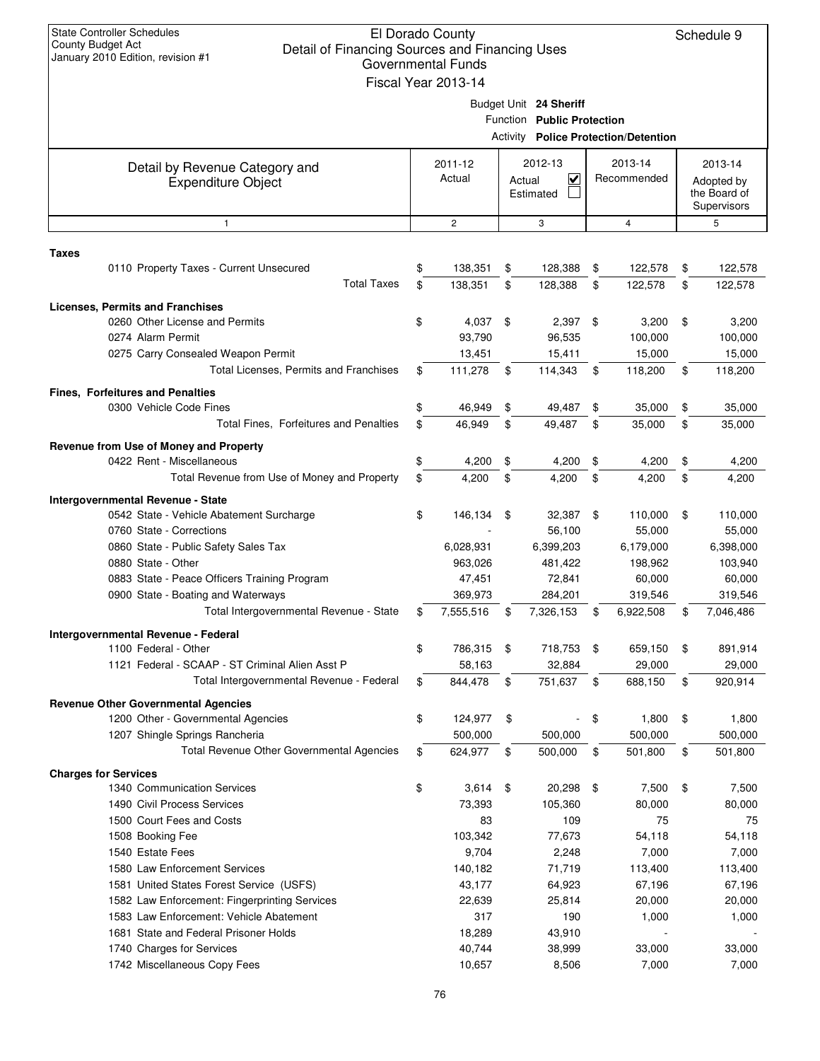State Controller Schedules
County Budget Act
January 2010 Edition, revision #1

# El Dorado County
## Detail of Financing Sources and Financing Uses
### Governmental Funds
### Fiscal Year 2013-14

Schedule 9

Budget Unit **24 Sheriff**
Function **Public Protection**
Activity **Police Protection/Detention**

| Detail by Revenue Category and Expenditure Object | 2011-12 Actual | 2012-13 Actual ☑ Estimated ☐ | 2013-14 Recommended | 2013-14 Adopted by the Board of Supervisors |
|---|---|---|---|---|
| 1 | 2 | 3 | 4 | 5 |
| **Taxes** | | | | |
| 0110 Property Taxes - Current Unsecured | $ 138,351 | $ 128,388 | $ 122,578 | $ 122,578 |
| Total Taxes | $ 138,351 | $ 128,388 | $ 122,578 | $ 122,578 |
| **Licenses, Permits and Franchises** | | | | |
| 0260 Other License and Permits | $ 4,037 | $ 2,397 | $ 3,200 | $ 3,200 |
| 0274 Alarm Permit | 93,790 | 96,535 | 100,000 | 100,000 |
| 0275 Carry Consealed Weapon Permit | 13,451 | 15,411 | 15,000 | 15,000 |
| Total Licenses, Permits and Franchises | $ 111,278 | $ 114,343 | $ 118,200 | $ 118,200 |
| **Fines, Forfeitures and Penalties** | | | | |
| 0300 Vehicle Code Fines | $ 46,949 | $ 49,487 | $ 35,000 | $ 35,000 |
| Total Fines, Forfeitures and Penalties | $ 46,949 | $ 49,487 | $ 35,000 | $ 35,000 |
| **Revenue from Use of Money and Property** | | | | |
| 0422 Rent - Miscellaneous | $ 4,200 | $ 4,200 | $ 4,200 | $ 4,200 |
| Total Revenue from Use of Money and Property | $ 4,200 | $ 4,200 | $ 4,200 | $ 4,200 |
| **Intergovernmental Revenue - State** | | | | |
| 0542 State - Vehicle Abatement Surcharge | $ 146,134 | $ 32,387 | $ 110,000 | $ 110,000 |
| 0760 State - Corrections | - | 56,100 | 55,000 | 55,000 |
| 0860 State - Public Safety Sales Tax | 6,028,931 | 6,399,203 | 6,179,000 | 6,398,000 |
| 0880 State - Other | 963,026 | 481,422 | 198,962 | 103,940 |
| 0883 State - Peace Officers Training Program | 47,451 | 72,841 | 60,000 | 60,000 |
| 0900 State - Boating and Waterways | 369,973 | 284,201 | 319,546 | 319,546 |
| Total Intergovernmental Revenue - State | $ 7,555,516 | $ 7,326,153 | $ 6,922,508 | $ 7,046,486 |
| **Intergovernmental Revenue - Federal** | | | | |
| 1100 Federal - Other | $ 786,315 | $ 718,753 | $ 659,150 | $ 891,914 |
| 1121 Federal - SCAAP - ST Criminal Alien Asst P | 58,163 | 32,884 | 29,000 | 29,000 |
| Total Intergovernmental Revenue - Federal | $ 844,478 | $ 751,637 | $ 688,150 | $ 920,914 |
| **Revenue Other Governmental Agencies** | | | | |
| 1200 Other - Governmental Agencies | $ 124,977 | $ - | $ 1,800 | $ 1,800 |
| 1207 Shingle Springs Rancheria | 500,000 | 500,000 | 500,000 | 500,000 |
| Total Revenue Other Governmental Agencies | $ 624,977 | $ 500,000 | $ 501,800 | $ 501,800 |
| **Charges for Services** | | | | |
| 1340 Communication Services | $ 3,614 | $ 20,298 | $ 7,500 | $ 7,500 |
| 1490 Civil Process Services | 73,393 | 105,360 | 80,000 | 80,000 |
| 1500 Court Fees and Costs | 83 | 109 | 75 | 75 |
| 1508 Booking Fee | 103,342 | 77,673 | 54,118 | 54,118 |
| 1540 Estate Fees | 9,704 | 2,248 | 7,000 | 7,000 |
| 1580 Law Enforcement Services | 140,182 | 71,719 | 113,400 | 113,400 |
| 1581 United States Forest Service (USFS) | 43,177 | 64,923 | 67,196 | 67,196 |
| 1582 Law Enforcement: Fingerprinting Services | 22,639 | 25,814 | 20,000 | 20,000 |
| 1583 Law Enforcement: Vehicle Abatement | 317 | 190 | 1,000 | 1,000 |
| 1681 State and Federal Prisoner Holds | 18,289 | 43,910 | - | - |
| 1740 Charges for Services | 40,744 | 38,999 | 33,000 | 33,000 |
| 1742 Miscellaneous Copy Fees | 10,657 | 8,506 | 7,000 | 7,000 |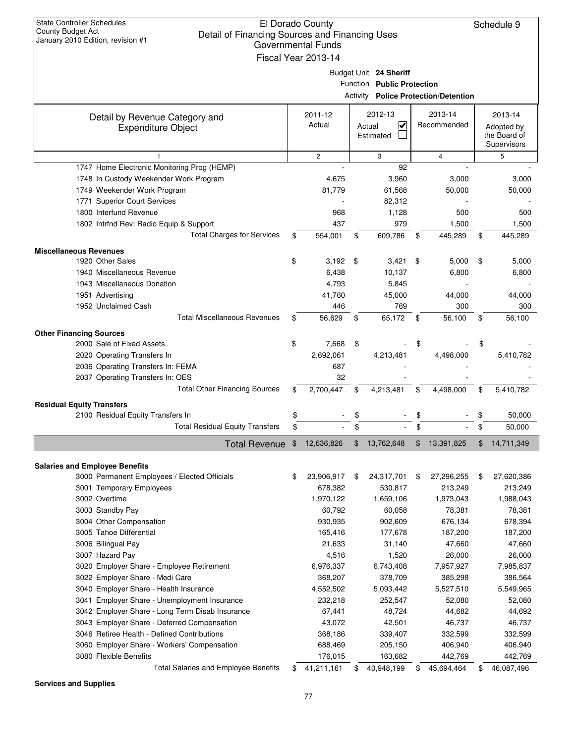State Controller Schedules
County Budget Act
January 2010 Edition, revision #1

# El Dorado County
## Detail of Financing Sources and Financing Uses
### Governmental Funds
### Fiscal Year 2013-14

Schedule 9

Budget Unit **24 Sheriff**
Function **Public Protection**
Activity **Police Protection/Detention**

| Detail by Revenue Category and Expenditure Object | 2011-12 Actual | 2012-13 Actual ☑ Estimated ☐ | 2013-14 Recommended | 2013-14 Adopted by the Board of Supervisors |
|---|---|---|---|---|
| 1 | 2 | 3 | 4 | 5 |
| 1747 Home Electronic Monitoring Prog (HEMP) | - | 92 | - | - |
| 1748 In Custody Weekender Work Program | 4,675 | 3,960 | 3,000 | 3,000 |
| 1749 Weekender Work Program | 81,779 | 61,568 | 50,000 | 50,000 |
| 1771 Superior Court Services | - | 82,312 | - | - |
| 1800 Interfund Revenue | 968 | 1,128 | 500 | 500 |
| 1802 Intrfnd Rev: Radio Equip & Support | 437 | 979 | 1,500 | 1,500 |
| Total Charges for Services | $ 554,001 | $ 609,786 | $ 445,289 | $ 445,289 |
| **Miscellaneous Revenues** | | | | |
| 1920 Other Sales | $ 3,192 | $ 3,421 | $ 5,000 | $ 5,000 |
| 1940 Miscellaneous Revenue | 6,438 | 10,137 | 6,800 | 6,800 |
| 1943 Miscellaneous Donation | 4,793 | 5,845 | - | - |
| 1951 Advertising | 41,760 | 45,000 | 44,000 | 44,000 |
| 1952 Unclaimed Cash | 446 | 769 | 300 | 300 |
| Total Miscellaneous Revenues | $ 56,629 | $ 65,172 | $ 56,100 | $ 56,100 |
| **Other Financing Sources** | | | | |
| 2000 Sale of Fixed Assets | $ 7,668 | $ - | $ - | $ - |
| 2020 Operating Transfers In | 2,692,061 | 4,213,481 | 4,498,000 | 5,410,782 |
| 2036 Operating Transfers In: FEMA | 687 | - | - | - |
| 2037 Operating Transfers In: OES | 32 | - | - | - |
| Total Other Financing Sources | $ 2,700,447 | $ 4,213,481 | $ 4,498,000 | $ 5,410,782 |
| **Residual Equity Transfers** | | | | |
| 2100 Residual Equity Transfers In | $ - | $ - | $ - | $ 50,000 |
| Total Residual Equity Transfers | $ - | $ - | $ - | $ 50,000 |
| **Total Revenue** | $ 12,636,826 | $ 13,762,648 | $ 13,391,825 | $ 14,711,349 |
| **Salaries and Employee Benefits** | | | | |
| 3000 Permanent Employees / Elected Officials | $ 23,906,917 | $ 24,317,701 | $ 27,296,255 | $ 27,620,386 |
| 3001 Temporary Employees | 678,382 | 530,817 | 213,249 | 213,249 |
| 3002 Overtime | 1,970,122 | 1,659,106 | 1,973,043 | 1,988,043 |
| 3003 Standby Pay | 60,792 | 60,058 | 78,381 | 78,381 |
| 3004 Other Compensation | 930,935 | 902,609 | 676,134 | 678,394 |
| 3005 Tahoe Differential | 165,416 | 177,678 | 187,200 | 187,200 |
| 3006 Bilingual Pay | 21,633 | 31,140 | 47,660 | 47,660 |
| 3007 Hazard Pay | 4,516 | 1,520 | 26,000 | 26,000 |
| 3020 Employer Share - Employee Retirement | 6,976,337 | 6,743,408 | 7,957,927 | 7,985,837 |
| 3022 Employer Share - Medi Care | 368,207 | 378,709 | 385,298 | 386,564 |
| 3040 Employer Share - Health Insurance | 4,552,502 | 5,093,442 | 5,527,510 | 5,549,965 |
| 3041 Employer Share - Unemployment Insurance | 232,218 | 252,547 | 52,080 | 52,080 |
| 3042 Employer Share - Long Term Disab Insurance | 67,441 | 48,724 | 44,682 | 44,692 |
| 3043 Employer Share - Deferred Compensation | 43,072 | 42,501 | 46,737 | 46,737 |
| 3046 Retiree Health - Defined Contributions | 368,186 | 339,407 | 332,599 | 332,599 |
| 3060 Employer Share - Workers' Compensation | 688,469 | 205,150 | 406,940 | 406,940 |
| 3080 Flexible Benefits | 176,015 | 163,682 | 442,769 | 442,769 |
| Total Salaries and Employee Benefits | $ 41,211,161 | $ 40,948,199 | $ 45,694,464 | $ 46,087,496 |

**Services and Supplies**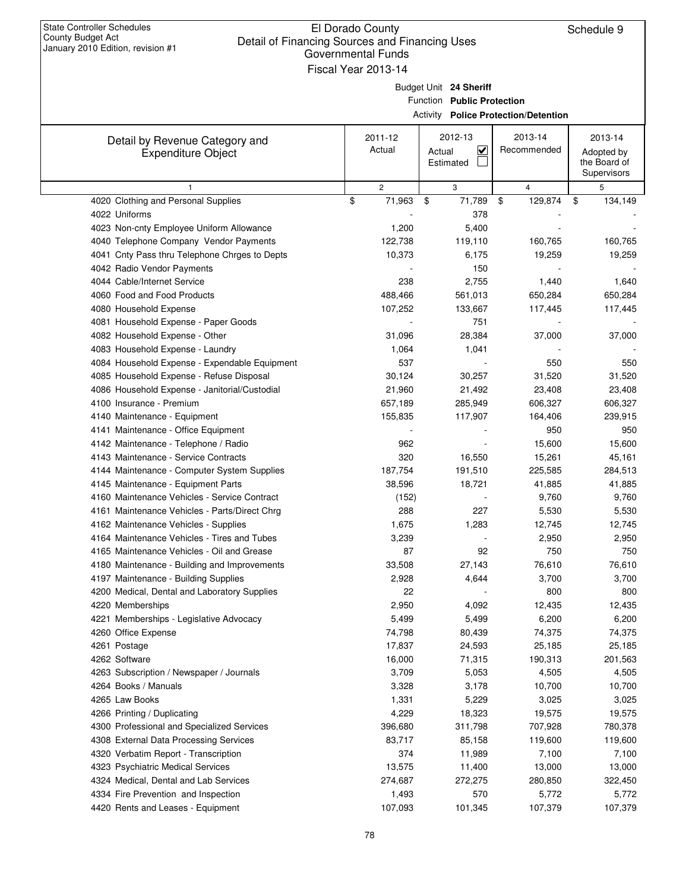State Controller Schedules
County Budget Act
January 2010 Edition, revision #1

# El Dorado County
## Detail of Financing Sources and Financing Uses
### Governmental Funds
### Fiscal Year 2013-14

Schedule 9

Budget Unit **24 Sheriff**
Function **Public Protection**
Activity **Police Protection/Detention**

| Detail by Revenue Category and Expenditure Object | 2011-12 Actual | 2012-13 Actual ☑ Estimated ☐ | 2013-14 Recommended | 2013-14 Adopted by the Board of Supervisors |
|---|---|---|---|---|
| 1 | 2 | 3 | 4 | 5 |
| 4020 Clothing and Personal Supplies | $ 71,963 | $ 71,789 | $ 129,874 | $ 134,149 |
| 4022 Uniforms | - | 378 | - | - |
| 4023 Non-cnty Employee Uniform Allowance | 1,200 | 5,400 | - | - |
| 4040 Telephone Company Vendor Payments | 122,738 | 119,110 | 160,765 | 160,765 |
| 4041 Cnty Pass thru Telephone Chrges to Depts | 10,373 | 6,175 | 19,259 | 19,259 |
| 4042 Radio Vendor Payments | - | 150 | - | - |
| 4044 Cable/Internet Service | 238 | 2,755 | 1,440 | 1,640 |
| 4060 Food and Food Products | 488,466 | 561,013 | 650,284 | 650,284 |
| 4080 Household Expense | 107,252 | 133,667 | 117,445 | 117,445 |
| 4081 Household Expense - Paper Goods | - | 751 | - | - |
| 4082 Household Expense - Other | 31,096 | 28,384 | 37,000 | 37,000 |
| 4083 Household Expense - Laundry | 1,064 | 1,041 | - | - |
| 4084 Household Expense - Expendable Equipment | 537 | - | 550 | 550 |
| 4085 Household Expense - Refuse Disposal | 30,124 | 30,257 | 31,520 | 31,520 |
| 4086 Household Expense - Janitorial/Custodial | 21,960 | 21,492 | 23,408 | 23,408 |
| 4100 Insurance - Premium | 657,189 | 285,949 | 606,327 | 606,327 |
| 4140 Maintenance - Equipment | 155,835 | 117,907 | 164,406 | 239,915 |
| 4141 Maintenance - Office Equipment | - | - | 950 | 950 |
| 4142 Maintenance - Telephone / Radio | 962 | - | 15,600 | 15,600 |
| 4143 Maintenance - Service Contracts | 320 | 16,550 | 15,261 | 45,161 |
| 4144 Maintenance - Computer System Supplies | 187,754 | 191,510 | 225,585 | 284,513 |
| 4145 Maintenance - Equipment Parts | 38,596 | 18,721 | 41,885 | 41,885 |
| 4160 Maintenance Vehicles - Service Contract | (152) | - | 9,760 | 9,760 |
| 4161 Maintenance Vehicles - Parts/Direct Chrg | 288 | 227 | 5,530 | 5,530 |
| 4162 Maintenance Vehicles - Supplies | 1,675 | 1,283 | 12,745 | 12,745 |
| 4164 Maintenance Vehicles - Tires and Tubes | 3,239 | - | 2,950 | 2,950 |
| 4165 Maintenance Vehicles - Oil and Grease | 87 | 92 | 750 | 750 |
| 4180 Maintenance - Building and Improvements | 33,508 | 27,143 | 76,610 | 76,610 |
| 4197 Maintenance - Building Supplies | 2,928 | 4,644 | 3,700 | 3,700 |
| 4200 Medical, Dental and Laboratory Supplies | 22 | - | 800 | 800 |
| 4220 Memberships | 2,950 | 4,092 | 12,435 | 12,435 |
| 4221 Memberships - Legislative Advocacy | 5,499 | 5,499 | 6,200 | 6,200 |
| 4260 Office Expense | 74,798 | 80,439 | 74,375 | 74,375 |
| 4261 Postage | 17,837 | 24,593 | 25,185 | 25,185 |
| 4262 Software | 16,000 | 71,315 | 190,313 | 201,563 |
| 4263 Subscription / Newspaper / Journals | 3,709 | 5,053 | 4,505 | 4,505 |
| 4264 Books / Manuals | 3,328 | 3,178 | 10,700 | 10,700 |
| 4265 Law Books | 1,331 | 5,229 | 3,025 | 3,025 |
| 4266 Printing / Duplicating | 4,229 | 18,323 | 19,575 | 19,575 |
| 4300 Professional and Specialized Services | 396,680 | 311,798 | 707,928 | 780,378 |
| 4308 External Data Processing Services | 83,717 | 85,158 | 119,600 | 119,600 |
| 4320 Verbatim Report - Transcription | 374 | 11,989 | 7,100 | 7,100 |
| 4323 Psychiatric Medical Services | 13,575 | 11,400 | 13,000 | 13,000 |
| 4324 Medical, Dental and Lab Services | 274,687 | 272,275 | 280,850 | 322,450 |
| 4334 Fire Prevention and Inspection | 1,493 | 570 | 5,772 | 5,772 |
| 4420 Rents and Leases - Equipment | 107,093 | 101,345 | 107,379 | 107,379 |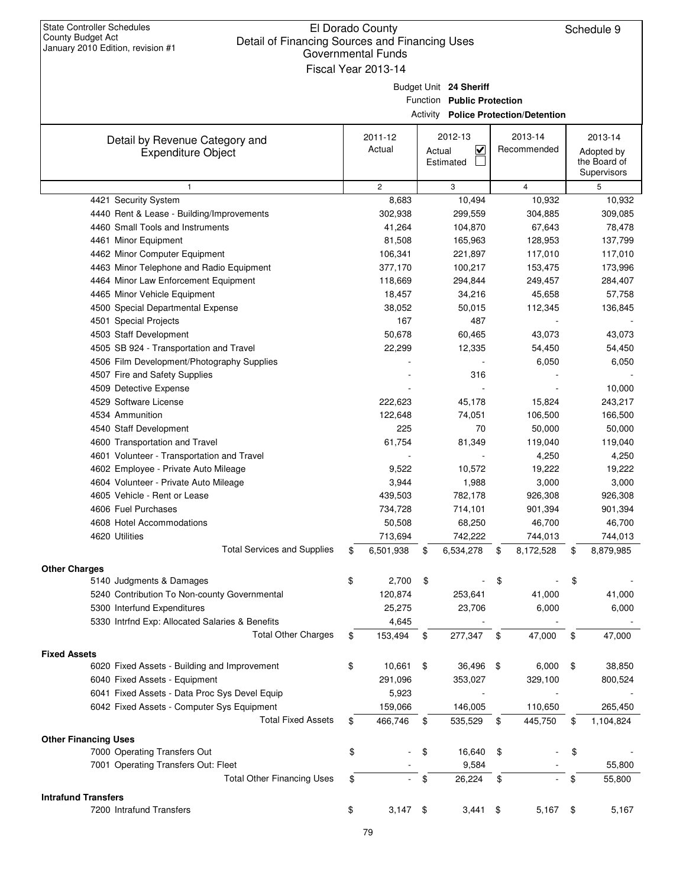State Controller Schedules
County Budget Act
January 2010 Edition, revision #1

# El Dorado County
## Detail of Financing Sources and Financing Uses
### Governmental Funds
### Fiscal Year 2013-14

Schedule 9

Budget Unit **24 Sheriff**
Function **Public Protection**
Activity **Police Protection/Detention**

| Detail by Revenue Category and Expenditure Object | 2011-12 Actual | 2012-13 Actual ☑ Estimated ☐ | 2013-14 Recommended | 2013-14 Adopted by the Board of Supervisors |
|---|---|---|---|---|
| 1 | 2 | 3 | 4 | 5 |
| 4421 Security System | 8,683 | 10,494 | 10,932 | 10,932 |
| 4440 Rent & Lease - Building/Improvements | 302,938 | 299,559 | 304,885 | 309,085 |
| 4460 Small Tools and Instruments | 41,264 | 104,870 | 67,643 | 78,478 |
| 4461 Minor Equipment | 81,508 | 165,963 | 128,953 | 137,799 |
| 4462 Minor Computer Equipment | 106,341 | 221,897 | 117,010 | 117,010 |
| 4463 Minor Telephone and Radio Equipment | 377,170 | 100,217 | 153,475 | 173,996 |
| 4464 Minor Law Enforcement Equipment | 118,669 | 294,844 | 249,457 | 284,407 |
| 4465 Minor Vehicle Equipment | 18,457 | 34,216 | 45,658 | 57,758 |
| 4500 Special Departmental Expense | 38,052 | 50,015 | 112,345 | 136,845 |
| 4501 Special Projects | 167 | 487 | - | - |
| 4503 Staff Development | 50,678 | 60,465 | 43,073 | 43,073 |
| 4505 SB 924 - Transportation and Travel | 22,299 | 12,335 | 54,450 | 54,450 |
| 4506 Film Development/Photography Supplies | - | - | 6,050 | 6,050 |
| 4507 Fire and Safety Supplies | - | 316 | - | - |
| 4509 Detective Expense | - | - | - | 10,000 |
| 4529 Software License | 222,623 | 45,178 | 15,824 | 243,217 |
| 4534 Ammunition | 122,648 | 74,051 | 106,500 | 166,500 |
| 4540 Staff Development | 225 | 70 | 50,000 | 50,000 |
| 4600 Transportation and Travel | 61,754 | 81,349 | 119,040 | 119,040 |
| 4601 Volunteer - Transportation and Travel | - | - | 4,250 | 4,250 |
| 4602 Employee - Private Auto Mileage | 9,522 | 10,572 | 19,222 | 19,222 |
| 4604 Volunteer - Private Auto Mileage | 3,944 | 1,988 | 3,000 | 3,000 |
| 4605 Vehicle - Rent or Lease | 439,503 | 782,178 | 926,308 | 926,308 |
| 4606 Fuel Purchases | 734,728 | 714,101 | 901,394 | 901,394 |
| 4608 Hotel Accommodations | 50,508 | 68,250 | 46,700 | 46,700 |
| 4620 Utilities | 713,694 | 742,222 | 744,013 | 744,013 |
| Total Services and Supplies | $ 6,501,938 | $ 6,534,278 | $ 8,172,528 | $ 8,879,985 |
| **Other Charges** | | | | |
| 5140 Judgments & Damages | $ 2,700 | $ - | $ - | $ - |
| 5240 Contribution To Non-county Governmental | 120,874 | 253,641 | 41,000 | 41,000 |
| 5300 Interfund Expenditures | 25,275 | 23,706 | 6,000 | 6,000 |
| 5330 Intrfnd Exp: Allocated Salaries & Benefits | 4,645 | - | - | - |
| Total Other Charges | $ 153,494 | $ 277,347 | $ 47,000 | $ 47,000 |
| **Fixed Assets** | | | | |
| 6020 Fixed Assets - Building and Improvement | $ 10,661 | $ 36,496 | $ 6,000 | $ 38,850 |
| 6040 Fixed Assets - Equipment | 291,096 | 353,027 | 329,100 | 800,524 |
| 6041 Fixed Assets - Data Proc Sys Devel Equip | 5,923 | - | - | - |
| 6042 Fixed Assets - Computer Sys Equipment | 159,066 | 146,005 | 110,650 | 265,450 |
| Total Fixed Assets | $ 466,746 | $ 535,529 | $ 445,750 | $ 1,104,824 |
| **Other Financing Uses** | | | | |
| 7000 Operating Transfers Out | $ - | $ 16,640 | $ - | $ - |
| 7001 Operating Transfers Out: Fleet | - | 9,584 | - | 55,800 |
| Total Other Financing Uses | $ - | $ 26,224 | $ - | $ 55,800 |
| **Intrafund Transfers** | | | | |
| 7200 Intrafund Transfers | $ 3,147 | $ 3,441 | $ 5,167 | $ 5,167 |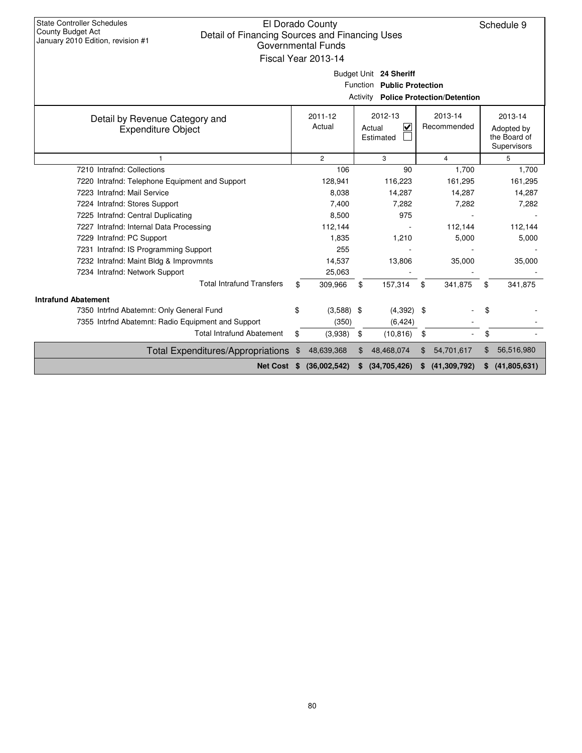State Controller Schedules
County Budget Act
January 2010 Edition, revision #1

# El Dorado County
## Detail of Financing Sources and Financing Uses
### Governmental Funds
### Fiscal Year 2013-14

Schedule 9

Budget Unit **24 Sheriff**
Function **Public Protection**
Activity **Police Protection/Detention**

| Detail by Revenue Category and Expenditure Object | 2011-12 Actual | 2012-13 Actual ☑ Estimated ☐ | 2013-14 Recommended | 2013-14 Adopted by the Board of Supervisors |
|---|---|---|---|---|
| 1 | 2 | 3 | 4 | 5 |
| 7210 Intrafnd: Collections | 106 | 90 | 1,700 | 1,700 |
| 7220 Intrafnd: Telephone Equipment and Support | 128,941 | 116,223 | 161,295 | 161,295 |
| 7223 Intrafnd: Mail Service | 8,038 | 14,287 | 14,287 | 14,287 |
| 7224 Intrafnd: Stores Support | 7,400 | 7,282 | 7,282 | 7,282 |
| 7225 Intrafnd: Central Duplicating | 8,500 | 975 | - | - |
| 7227 Intrafnd: Internal Data Processing | 112,144 | - | 112,144 | 112,144 |
| 7229 Intrafnd: PC Support | 1,835 | 1,210 | 5,000 | 5,000 |
| 7231 Intrafnd: IS Programming Support | 255 | - | - | - |
| 7232 Intrafnd: Maint Bldg & Improvmnts | 14,537 | 13,806 | 35,000 | 35,000 |
| 7234 Intrafnd: Network Support | 25,063 | - | - | - |
| Total Intrafund Transfers | $ 309,966 | $ 157,314 | $ 341,875 | $ 341,875 |
| **Intrafund Abatement** | | | | |
| 7350 Intrfnd Abatemnt: Only General Fund | $ (3,588) | $ (4,392) | $ - | $ - |
| 7355 Intrfnd Abatemnt: Radio Equipment and Support | (350) | (6,424) | - | - |
| Total Intrafund Abatement | $ (3,938) | $ (10,816) | $ - | $ - |
| Total Expenditures/Appropriations | $ 48,639,368 | $ 48,468,074 | $ 54,701,617 | $ 56,516,980 |
| **Net Cost** | **$ (36,002,542)** | **$ (34,705,426)** | **$ (41,309,792)** | **$ (41,805,631)** |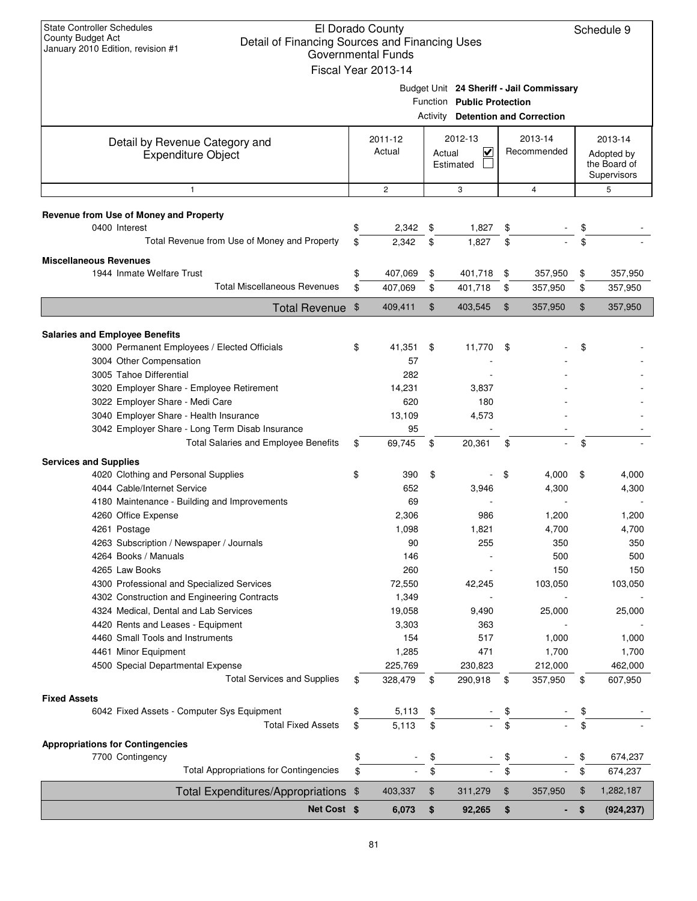State Controller Schedules
County Budget Act
January 2010 Edition, revision #1

# El Dorado County
## Detail of Financing Sources and Financing Uses
### Governmental Funds
### Fiscal Year 2013-14

Schedule 9

Budget Unit **24 Sheriff - Jail Commissary**
Function **Public Protection**
Activity **Detention and Correction**

| Detail by Revenue Category and Expenditure Object | 2011-12 Actual | 2012-13 Actual ☑ Estimated ☐ | 2013-14 Recommended | 2013-14 Adopted by the Board of Supervisors |
|---|---|---|---|---|
| 1 | 2 | 3 | 4 | 5 |
| **Revenue from Use of Money and Property** | | | | |
| 0400 Interest | $ 2,342 | $ 1,827 | $ - | $ - |
| Total Revenue from Use of Money and Property | $ 2,342 | $ 1,827 | $ - | $ - |
| **Miscellaneous Revenues** | | | | |
| 1944 Inmate Welfare Trust | $ 407,069 | $ 401,718 | $ 357,950 | $ 357,950 |
| Total Miscellaneous Revenues | $ 407,069 | $ 401,718 | $ 357,950 | $ 357,950 |
| **Total Revenue** | $ 409,411 | $ 403,545 | $ 357,950 | $ 357,950 |
| **Salaries and Employee Benefits** | | | | |
| 3000 Permanent Employees / Elected Officials | $ 41,351 | $ 11,770 | $ - | $ - |
| 3004 Other Compensation | 57 | - | - | - |
| 3005 Tahoe Differential | 282 | - | - | - |
| 3020 Employer Share - Employee Retirement | 14,231 | 3,837 | - | - |
| 3022 Employer Share - Medi Care | 620 | 180 | - | - |
| 3040 Employer Share - Health Insurance | 13,109 | 4,573 | - | - |
| 3042 Employer Share - Long Term Disab Insurance | 95 | - | - | - |
| Total Salaries and Employee Benefits | $ 69,745 | $ 20,361 | $ - | $ - |
| **Services and Supplies** | | | | |
| 4020 Clothing and Personal Supplies | $ 390 | $ - | $ 4,000 | $ 4,000 |
| 4044 Cable/Internet Service | 652 | 3,946 | 4,300 | 4,300 |
| 4180 Maintenance - Building and Improvements | 69 | - | - | - |
| 4260 Office Expense | 2,306 | 986 | 1,200 | 1,200 |
| 4261 Postage | 1,098 | 1,821 | 4,700 | 4,700 |
| 4263 Subscription / Newspaper / Journals | 90 | 255 | 350 | 350 |
| 4264 Books / Manuals | 146 | - | 500 | 500 |
| 4265 Law Books | 260 | - | 150 | 150 |
| 4300 Professional and Specialized Services | 72,550 | 42,245 | 103,050 | 103,050 |
| 4302 Construction and Engineering Contracts | 1,349 | - | - | - |
| 4324 Medical, Dental and Lab Services | 19,058 | 9,490 | 25,000 | 25,000 |
| 4420 Rents and Leases - Equipment | 3,303 | 363 | - | - |
| 4460 Small Tools and Instruments | 154 | 517 | 1,000 | 1,000 |
| 4461 Minor Equipment | 1,285 | 471 | 1,700 | 1,700 |
| 4500 Special Departmental Expense | 225,769 | 230,823 | 212,000 | 462,000 |
| Total Services and Supplies | $ 328,479 | $ 290,918 | $ 357,950 | $ 607,950 |
| **Fixed Assets** | | | | |
| 6042 Fixed Assets - Computer Sys Equipment | $ 5,113 | $ - | $ - | $ - |
| Total Fixed Assets | $ 5,113 | $ - | $ - | $ - |
| **Appropriations for Contingencies** | | | | |
| 7700 Contingency | $ - | $ - | $ - | $ 674,237 |
| Total Appropriations for Contingencies | $ - | $ - | $ - | $ 674,237 |
| **Total Expenditures/Appropriations** | $ 403,337 | $ 311,279 | $ 357,950 | $ 1,282,187 |
| **Net Cost** | **$ 6,073** | **$ 92,265** | **$ -** | **$ (924,237)** |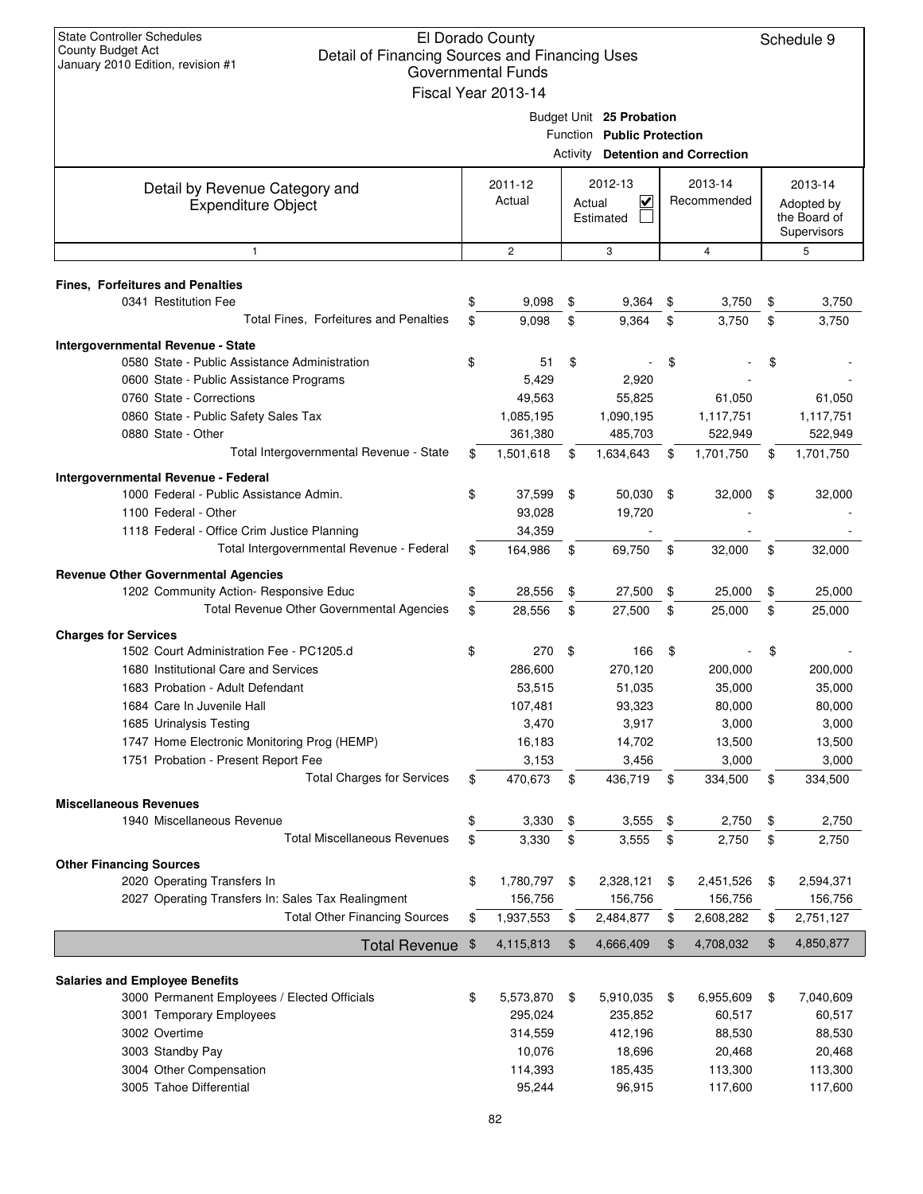State Controller Schedules
County Budget Act
January 2010 Edition, revision #1

# El Dorado County
## Detail of Financing Sources and Financing Uses
### Governmental Funds
### Fiscal Year 2013-14

Schedule 9

Budget Unit **25 Probation**
Function **Public Protection**
Activity **Detention and Correction**

| Detail by Revenue Category and Expenditure Object | 2011-12 Actual | 2012-13 Actual ☑ Estimated ☐ | 2013-14 Recommended | 2013-14 Adopted by the Board of Supervisors |
|---|---|---|---|---|
| 1 | 2 | 3 | 4 | 5 |
| **Fines, Forfeitures and Penalties** | | | | |
| 0341 Restitution Fee | $ 9,098 | $ 9,364 | $ 3,750 | $ 3,750 |
| Total Fines, Forfeitures and Penalties | $ 9,098 | $ 9,364 | $ 3,750 | $ 3,750 |
| **Intergovernmental Revenue - State** | | | | |
| 0580 State - Public Assistance Administration | $ 51 | $ - | $ - | $ - |
| 0600 State - Public Assistance Programs | 5,429 | 2,920 | - | - |
| 0760 State - Corrections | 49,563 | 55,825 | 61,050 | 61,050 |
| 0860 State - Public Safety Sales Tax | 1,085,195 | 1,090,195 | 1,117,751 | 1,117,751 |
| 0880 State - Other | 361,380 | 485,703 | 522,949 | 522,949 |
| Total Intergovernmental Revenue - State | $ 1,501,618 | $ 1,634,643 | $ 1,701,750 | $ 1,701,750 |
| **Intergovernmental Revenue - Federal** | | | | |
| 1000 Federal - Public Assistance Admin. | $ 37,599 | $ 50,030 | $ 32,000 | $ 32,000 |
| 1100 Federal - Other | 93,028 | 19,720 | - | - |
| 1118 Federal - Office Crim Justice Planning | 34,359 | - | - | - |
| Total Intergovernmental Revenue - Federal | $ 164,986 | $ 69,750 | $ 32,000 | $ 32,000 |
| **Revenue Other Governmental Agencies** | | | | |
| 1202 Community Action- Responsive Educ | $ 28,556 | $ 27,500 | $ 25,000 | $ 25,000 |
| Total Revenue Other Governmental Agencies | $ 28,556 | $ 27,500 | $ 25,000 | $ 25,000 |
| **Charges for Services** | | | | |
| 1502 Court Administration Fee - PC1205.d | $ 270 | $ 166 | $ - | $ - |
| 1680 Institutional Care and Services | 286,600 | 270,120 | 200,000 | 200,000 |
| 1683 Probation - Adult Defendant | 53,515 | 51,035 | 35,000 | 35,000 |
| 1684 Care In Juvenile Hall | 107,481 | 93,323 | 80,000 | 80,000 |
| 1685 Urinalysis Testing | 3,470 | 3,917 | 3,000 | 3,000 |
| 1747 Home Electronic Monitoring Prog (HEMP) | 16,183 | 14,702 | 13,500 | 13,500 |
| 1751 Probation - Present Report Fee | 3,153 | 3,456 | 3,000 | 3,000 |
| Total Charges for Services | $ 470,673 | $ 436,719 | $ 334,500 | $ 334,500 |
| **Miscellaneous Revenues** | | | | |
| 1940 Miscellaneous Revenue | $ 3,330 | $ 3,555 | $ 2,750 | $ 2,750 |
| Total Miscellaneous Revenues | $ 3,330 | $ 3,555 | $ 2,750 | $ 2,750 |
| **Other Financing Sources** | | | | |
| 2020 Operating Transfers In | $ 1,780,797 | $ 2,328,121 | $ 2,451,526 | $ 2,594,371 |
| 2027 Operating Transfers In: Sales Tax Realingment | 156,756 | 156,756 | 156,756 | 156,756 |
| Total Other Financing Sources | $ 1,937,553 | $ 2,484,877 | $ 2,608,282 | $ 2,751,127 |
| **Total Revenue** | $ 4,115,813 | $ 4,666,409 | $ 4,708,032 | $ 4,850,877 |
| **Salaries and Employee Benefits** | | | | |
| 3000 Permanent Employees / Elected Officials | $ 5,573,870 | $ 5,910,035 | $ 6,955,609 | $ 7,040,609 |
| 3001 Temporary Employees | 295,024 | 235,852 | 60,517 | 60,517 |
| 3002 Overtime | 314,559 | 412,196 | 88,530 | 88,530 |
| 3003 Standby Pay | 10,076 | 18,696 | 20,468 | 20,468 |
| 3004 Other Compensation | 114,393 | 185,435 | 113,300 | 113,300 |
| 3005 Tahoe Differential | 95,244 | 96,915 | 117,600 | 117,600 |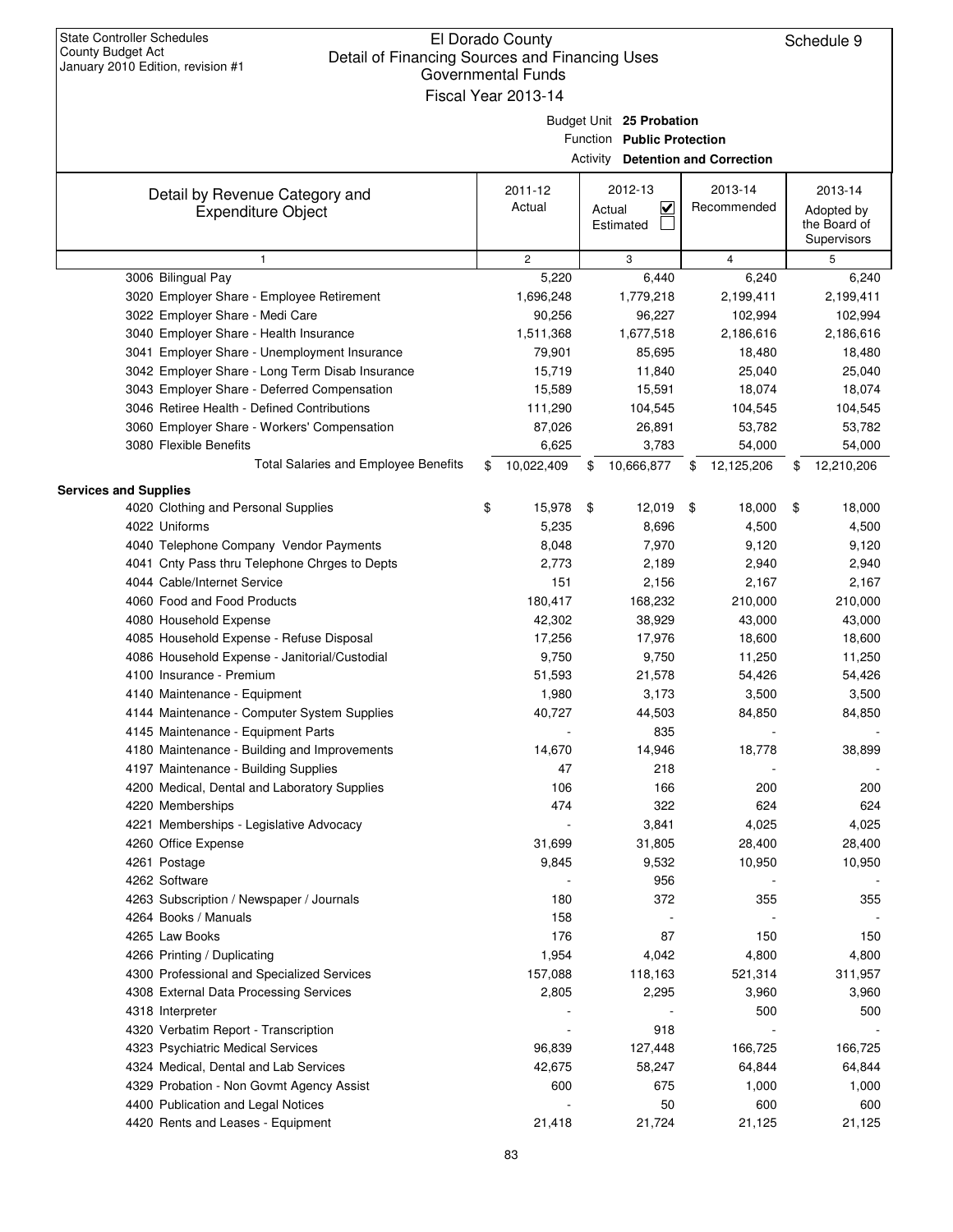State Controller Schedules
County Budget Act
January 2010 Edition, revision #1

# El Dorado County
## Detail of Financing Sources and Financing Uses
### Governmental Funds
### Fiscal Year 2013-14

Schedule 9

Budget Unit **25 Probation**
Function **Public Protection**
Activity **Detention and Correction**

| Detail by Revenue Category and Expenditure Object | 2011-12 Actual | 2012-13 Actual ☑ Estimated ☐ | 2013-14 Recommended | 2013-14 Adopted by the Board of Supervisors |
|---|---|---|---|---|
| 1 | 2 | 3 | 4 | 5 |
| 3006 Bilingual Pay | 5,220 | 6,440 | 6,240 | 6,240 |
| 3020 Employer Share - Employee Retirement | 1,696,248 | 1,779,218 | 2,199,411 | 2,199,411 |
| 3022 Employer Share - Medi Care | 90,256 | 96,227 | 102,994 | 102,994 |
| 3040 Employer Share - Health Insurance | 1,511,368 | 1,677,518 | 2,186,616 | 2,186,616 |
| 3041 Employer Share - Unemployment Insurance | 79,901 | 85,695 | 18,480 | 18,480 |
| 3042 Employer Share - Long Term Disab Insurance | 15,719 | 11,840 | 25,040 | 25,040 |
| 3043 Employer Share - Deferred Compensation | 15,589 | 15,591 | 18,074 | 18,074 |
| 3046 Retiree Health - Defined Contributions | 111,290 | 104,545 | 104,545 | 104,545 |
| 3060 Employer Share - Workers' Compensation | 87,026 | 26,891 | 53,782 | 53,782 |
| 3080 Flexible Benefits | 6,625 | 3,783 | 54,000 | 54,000 |
| Total Salaries and Employee Benefits | $ 10,022,409 | $ 10,666,877 | $ 12,125,206 | $ 12,210,206 |
| **Services and Supplies** | | | | |
| 4020 Clothing and Personal Supplies | $ 15,978 | $ 12,019 | $ 18,000 | $ 18,000 |
| 4022 Uniforms | 5,235 | 8,696 | 4,500 | 4,500 |
| 4040 Telephone Company Vendor Payments | 8,048 | 7,970 | 9,120 | 9,120 |
| 4041 Cnty Pass thru Telephone Chrges to Depts | 2,773 | 2,189 | 2,940 | 2,940 |
| 4044 Cable/Internet Service | 151 | 2,156 | 2,167 | 2,167 |
| 4060 Food and Food Products | 180,417 | 168,232 | 210,000 | 210,000 |
| 4080 Household Expense | 42,302 | 38,929 | 43,000 | 43,000 |
| 4085 Household Expense - Refuse Disposal | 17,256 | 17,976 | 18,600 | 18,600 |
| 4086 Household Expense - Janitorial/Custodial | 9,750 | 9,750 | 11,250 | 11,250 |
| 4100 Insurance - Premium | 51,593 | 21,578 | 54,426 | 54,426 |
| 4140 Maintenance - Equipment | 1,980 | 3,173 | 3,500 | 3,500 |
| 4144 Maintenance - Computer System Supplies | 40,727 | 44,503 | 84,850 | 84,850 |
| 4145 Maintenance - Equipment Parts | - | 835 | - | - |
| 4180 Maintenance - Building and Improvements | 14,670 | 14,946 | 18,778 | 38,899 |
| 4197 Maintenance - Building Supplies | 47 | 218 | - | - |
| 4200 Medical, Dental and Laboratory Supplies | 106 | 166 | 200 | 200 |
| 4220 Memberships | 474 | 322 | 624 | 624 |
| 4221 Memberships - Legislative Advocacy | - | 3,841 | 4,025 | 4,025 |
| 4260 Office Expense | 31,699 | 31,805 | 28,400 | 28,400 |
| 4261 Postage | 9,845 | 9,532 | 10,950 | 10,950 |
| 4262 Software | - | 956 | - | - |
| 4263 Subscription / Newspaper / Journals | 180 | 372 | 355 | 355 |
| 4264 Books / Manuals | 158 | - | - | - |
| 4265 Law Books | 176 | 87 | 150 | 150 |
| 4266 Printing / Duplicating | 1,954 | 4,042 | 4,800 | 4,800 |
| 4300 Professional and Specialized Services | 157,088 | 118,163 | 521,314 | 311,957 |
| 4308 External Data Processing Services | 2,805 | 2,295 | 3,960 | 3,960 |
| 4318 Interpreter | - | - | 500 | 500 |
| 4320 Verbatim Report - Transcription | - | 918 | - | - |
| 4323 Psychiatric Medical Services | 96,839 | 127,448 | 166,725 | 166,725 |
| 4324 Medical, Dental and Lab Services | 42,675 | 58,247 | 64,844 | 64,844 |
| 4329 Probation - Non Govmt Agency Assist | 600 | 675 | 1,000 | 1,000 |
| 4400 Publication and Legal Notices | - | 50 | 600 | 600 |
| 4420 Rents and Leases - Equipment | 21,418 | 21,724 | 21,125 | 21,125 |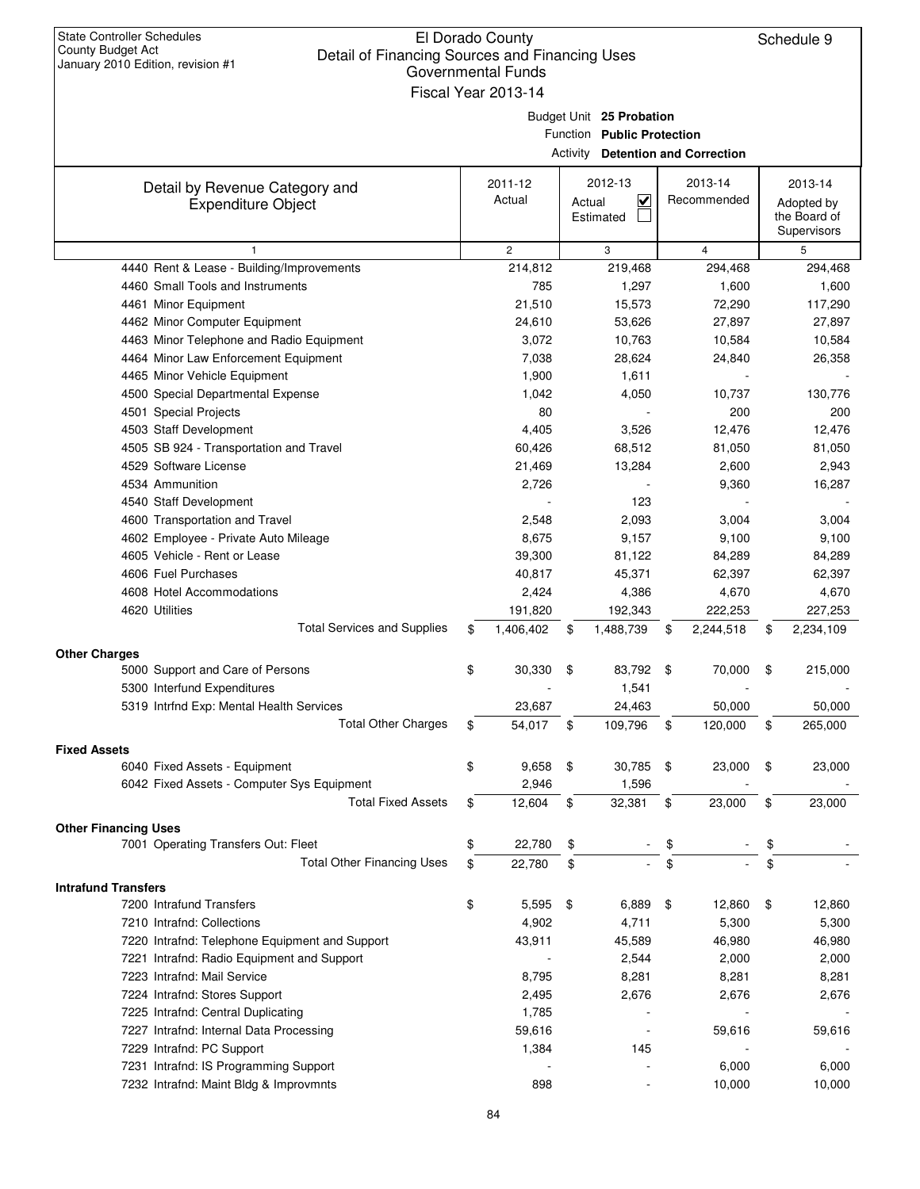State Controller Schedules
County Budget Act
January 2010 Edition, revision #1

# El Dorado County
## Detail of Financing Sources and Financing Uses
### Governmental Funds
### Fiscal Year 2013-14

Schedule 9

Budget Unit **25 Probation**
Function **Public Protection**
Activity **Detention and Correction**

| Detail by Revenue Category and Expenditure Object | 2011-12 Actual | 2012-13 Actual ☑ Estimated ☐ | 2013-14 Recommended | 2013-14 Adopted by the Board of Supervisors |
|---|---|---|---|---|
| 1 | 2 | 3 | 4 | 5 |
| 4440 Rent & Lease - Building/Improvements | 214,812 | 219,468 | 294,468 | 294,468 |
| 4460 Small Tools and Instruments | 785 | 1,297 | 1,600 | 1,600 |
| 4461 Minor Equipment | 21,510 | 15,573 | 72,290 | 117,290 |
| 4462 Minor Computer Equipment | 24,610 | 53,626 | 27,897 | 27,897 |
| 4463 Minor Telephone and Radio Equipment | 3,072 | 10,763 | 10,584 | 10,584 |
| 4464 Minor Law Enforcement Equipment | 7,038 | 28,624 | 24,840 | 26,358 |
| 4465 Minor Vehicle Equipment | 1,900 | 1,611 | - | - |
| 4500 Special Departmental Expense | 1,042 | 4,050 | 10,737 | 130,776 |
| 4501 Special Projects | 80 | - | 200 | 200 |
| 4503 Staff Development | 4,405 | 3,526 | 12,476 | 12,476 |
| 4505 SB 924 - Transportation and Travel | 60,426 | 68,512 | 81,050 | 81,050 |
| 4529 Software License | 21,469 | 13,284 | 2,600 | 2,943 |
| 4534 Ammunition | 2,726 | - | 9,360 | 16,287 |
| 4540 Staff Development | - | 123 | - | - |
| 4600 Transportation and Travel | 2,548 | 2,093 | 3,004 | 3,004 |
| 4602 Employee - Private Auto Mileage | 8,675 | 9,157 | 9,100 | 9,100 |
| 4605 Vehicle - Rent or Lease | 39,300 | 81,122 | 84,289 | 84,289 |
| 4606 Fuel Purchases | 40,817 | 45,371 | 62,397 | 62,397 |
| 4608 Hotel Accommodations | 2,424 | 4,386 | 4,670 | 4,670 |
| 4620 Utilities | 191,820 | 192,343 | 222,253 | 227,253 |
| Total Services and Supplies | $ 1,406,402 | $ 1,488,739 | $ 2,244,518 | $ 2,234,109 |
| **Other Charges** | | | | |
| 5000 Support and Care of Persons | $ 30,330 | $ 83,792 | $ 70,000 | $ 215,000 |
| 5300 Interfund Expenditures | - | 1,541 | - | - |
| 5319 Intrfnd Exp: Mental Health Services | 23,687 | 24,463 | 50,000 | 50,000 |
| Total Other Charges | $ 54,017 | $ 109,796 | $ 120,000 | $ 265,000 |
| **Fixed Assets** | | | | |
| 6040 Fixed Assets - Equipment | $ 9,658 | $ 30,785 | $ 23,000 | $ 23,000 |
| 6042 Fixed Assets - Computer Sys Equipment | 2,946 | 1,596 | - | - |
| Total Fixed Assets | $ 12,604 | $ 32,381 | $ 23,000 | $ 23,000 |
| **Other Financing Uses** | | | | |
| 7001 Operating Transfers Out: Fleet | $ 22,780 | $ - | $ - | $ - |
| Total Other Financing Uses | $ 22,780 | $ - | $ - | $ - |
| **Intrafund Transfers** | | | | |
| 7200 Intrafund Transfers | $ 5,595 | $ 6,889 | $ 12,860 | $ 12,860 |
| 7210 Intrafnd: Collections | 4,902 | 4,711 | 5,300 | 5,300 |
| 7220 Intrafnd: Telephone Equipment and Support | 43,911 | 45,589 | 46,980 | 46,980 |
| 7221 Intrafnd: Radio Equipment and Support | - | 2,544 | 2,000 | 2,000 |
| 7223 Intrafnd: Mail Service | 8,795 | 8,281 | 8,281 | 8,281 |
| 7224 Intrafnd: Stores Support | 2,495 | 2,676 | 2,676 | 2,676 |
| 7225 Intrafnd: Central Duplicating | 1,785 | - | - | - |
| 7227 Intrafnd: Internal Data Processing | 59,616 | - | 59,616 | 59,616 |
| 7229 Intrafnd: PC Support | 1,384 | 145 | - | - |
| 7231 Intrafnd: IS Programming Support | - | - | 6,000 | 6,000 |
| 7232 Intrafnd: Maint Bldg & Improvmnts | 898 | - | 10,000 | 10,000 |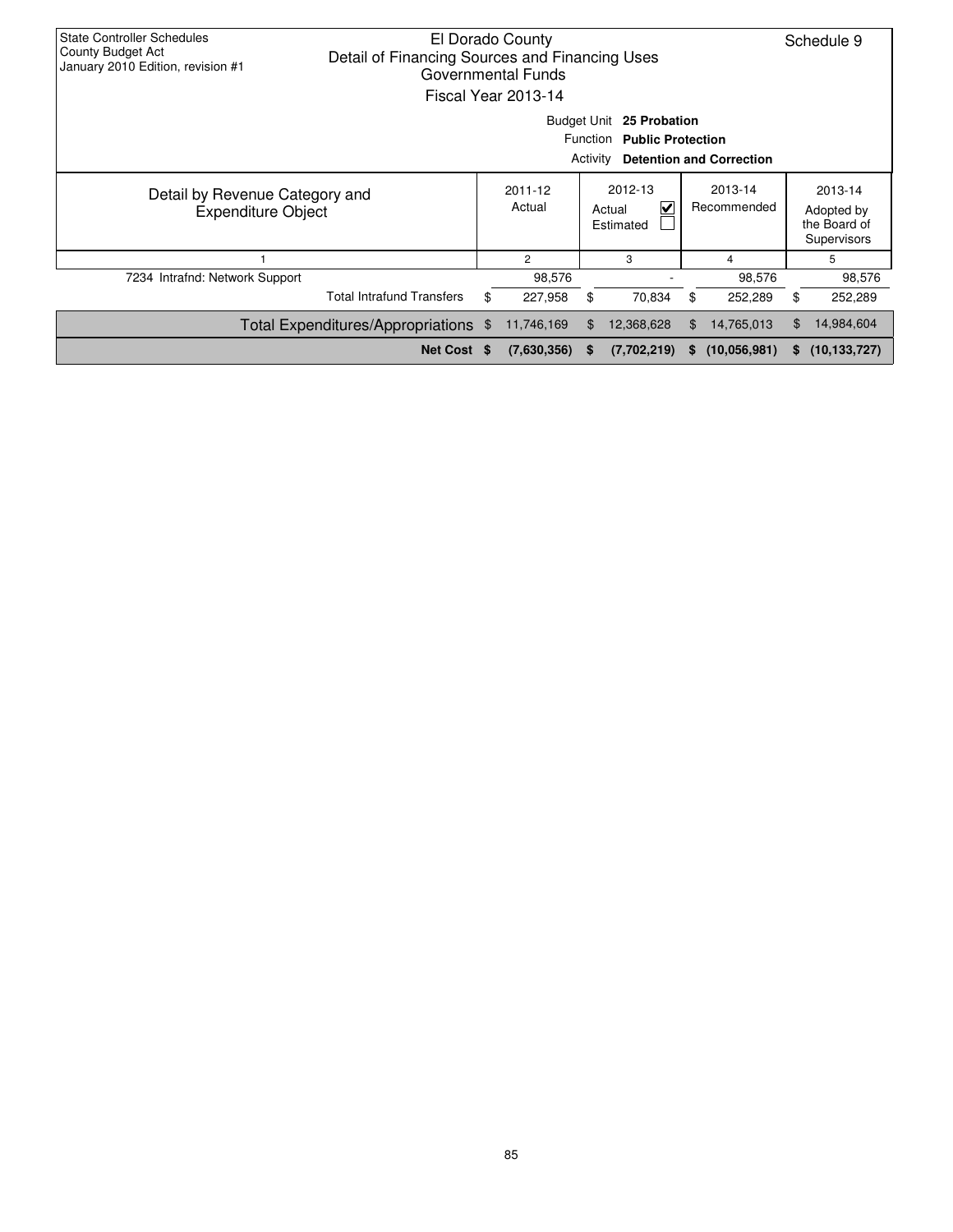State Controller Schedules
County Budget Act
January 2010 Edition, revision #1

# El Dorado County
## Detail of Financing Sources and Financing Uses
### Governmental Funds
### Fiscal Year 2013-14

Schedule 9

Budget Unit **25 Probation**
Function **Public Protection**
Activity **Detention and Correction**

| Detail by Revenue Category and Expenditure Object | 2011-12 Actual | 2012-13 Actual ☑ Estimated ☐ | 2013-14 Recommended | 2013-14 Adopted by the Board of Supervisors |
|---|---|---|---|---|
| 1 | 2 | 3 | 4 | 5 |
| 7234 Intrafnd: Network Support | 98,576 | - | 98,576 | 98,576 |
| Total Intrafund Transfers | $ 227,958 | $ 70,834 | $ 252,289 | $ 252,289 |
| Total Expenditures/Appropriations | $ 11,746,169 | $ 12,368,628 | $ 14,765,013 | $ 14,984,604 |
| **Net Cost** | **$ (7,630,356)** | **$ (7,702,219)** | **$ (10,056,981)** | **$ (10,133,727)** |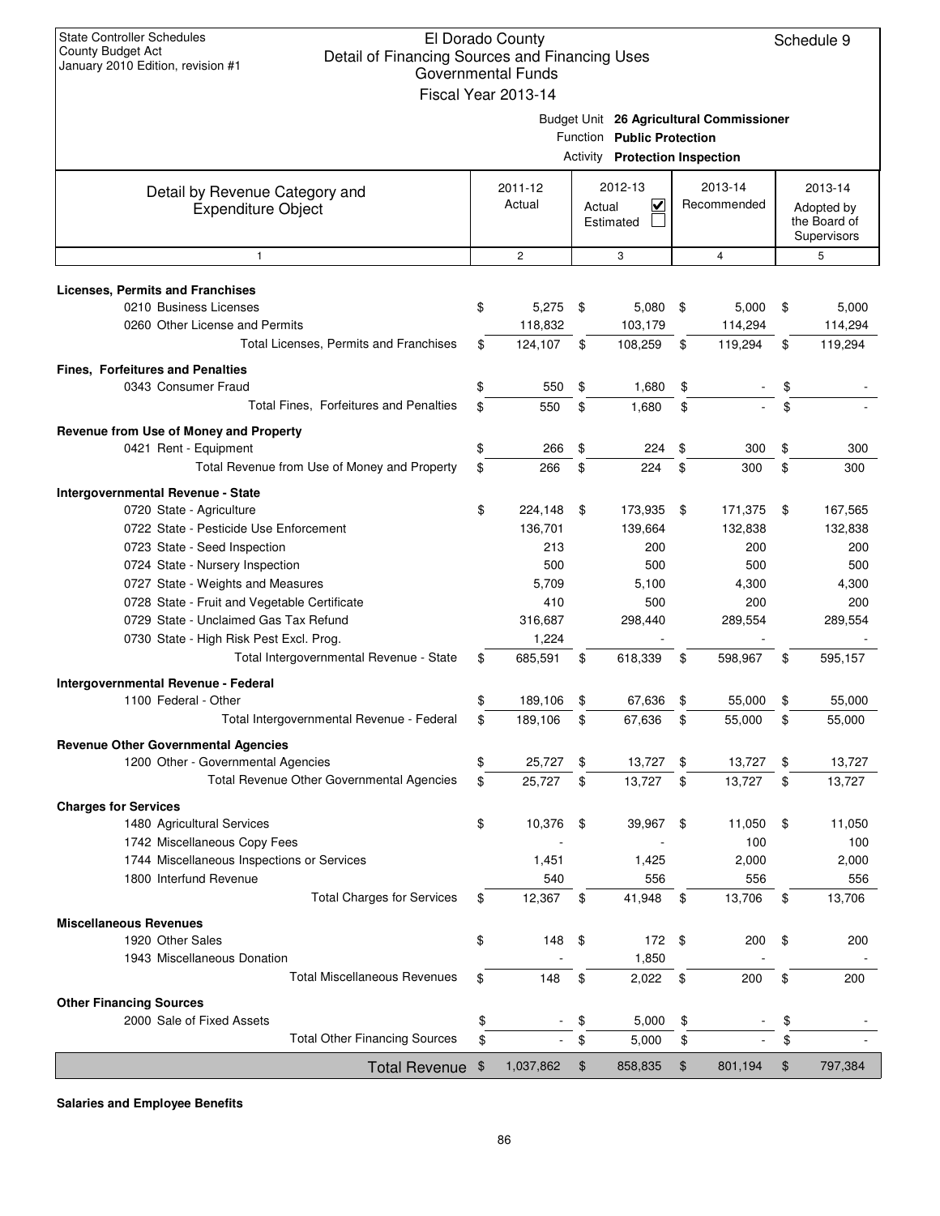State Controller Schedules
County Budget Act
January 2010 Edition, revision #1

# El Dorado County
## Detail of Financing Sources and Financing Uses
### Governmental Funds
### Fiscal Year 2013-14

Schedule 9

Budget Unit **26 Agricultural Commissioner**
Function **Public Protection**
Activity **Protection Inspection**

| Detail by Revenue Category and Expenditure Object | 2011-12 Actual | 2012-13 Actual ☑ Estimated ☐ | 2013-14 Recommended | 2013-14 Adopted by the Board of Supervisors |
|---|---|---|---|---|
| 1 | 2 | 3 | 4 | 5 |
| **Licenses, Permits and Franchises** | | | | |
| 0210 Business Licenses | $ 5,275 | $ 5,080 | $ 5,000 | $ 5,000 |
| 0260 Other License and Permits | 118,832 | 103,179 | 114,294 | 114,294 |
| Total Licenses, Permits and Franchises | $ 124,107 | $ 108,259 | $ 119,294 | $ 119,294 |
| **Fines, Forfeitures and Penalties** | | | | |
| 0343 Consumer Fraud | $ 550 | $ 1,680 | $ - | $ - |
| Total Fines, Forfeitures and Penalties | $ 550 | $ 1,680 | $ - | $ - |
| **Revenue from Use of Money and Property** | | | | |
| 0421 Rent - Equipment | $ 266 | $ 224 | $ 300 | $ 300 |
| Total Revenue from Use of Money and Property | $ 266 | $ 224 | $ 300 | $ 300 |
| **Intergovernmental Revenue - State** | | | | |
| 0720 State - Agriculture | $ 224,148 | $ 173,935 | $ 171,375 | $ 167,565 |
| 0722 State - Pesticide Use Enforcement | 136,701 | 139,664 | 132,838 | 132,838 |
| 0723 State - Seed Inspection | 213 | 200 | 200 | 200 |
| 0724 State - Nursery Inspection | 500 | 500 | 500 | 500 |
| 0727 State - Weights and Measures | 5,709 | 5,100 | 4,300 | 4,300 |
| 0728 State - Fruit and Vegetable Certificate | 410 | 500 | 200 | 200 |
| 0729 State - Unclaimed Gas Tax Refund | 316,687 | 298,440 | 289,554 | 289,554 |
| 0730 State - High Risk Pest Excl. Prog. | 1,224 | - | - | - |
| Total Intergovernmental Revenue - State | $ 685,591 | $ 618,339 | $ 598,967 | $ 595,157 |
| **Intergovernmental Revenue - Federal** | | | | |
| 1100 Federal - Other | $ 189,106 | $ 67,636 | $ 55,000 | $ 55,000 |
| Total Intergovernmental Revenue - Federal | $ 189,106 | $ 67,636 | $ 55,000 | $ 55,000 |
| **Revenue Other Governmental Agencies** | | | | |
| 1200 Other - Governmental Agencies | $ 25,727 | $ 13,727 | $ 13,727 | $ 13,727 |
| Total Revenue Other Governmental Agencies | $ 25,727 | $ 13,727 | $ 13,727 | $ 13,727 |
| **Charges for Services** | | | | |
| 1480 Agricultural Services | $ 10,376 | $ 39,967 | $ 11,050 | $ 11,050 |
| 1742 Miscellaneous Copy Fees | - | - | 100 | 100 |
| 1744 Miscellaneous Inspections or Services | 1,451 | 1,425 | 2,000 | 2,000 |
| 1800 Interfund Revenue | 540 | 556 | 556 | 556 |
| Total Charges for Services | $ 12,367 | $ 41,948 | $ 13,706 | $ 13,706 |
| **Miscellaneous Revenues** | | | | |
| 1920 Other Sales | $ 148 | $ 172 | $ 200 | $ 200 |
| 1943 Miscellaneous Donation | - | 1,850 | - | - |
| Total Miscellaneous Revenues | $ 148 | $ 2,022 | $ 200 | $ 200 |
| **Other Financing Sources** | | | | |
| 2000 Sale of Fixed Assets | $ - | $ 5,000 | $ - | $ - |
| Total Other Financing Sources | $ - | $ 5,000 | $ - | $ - |
| **Total Revenue** | $ 1,037,862 | $ 858,835 | $ 801,194 | $ 797,384 |

**Salaries and Employee Benefits**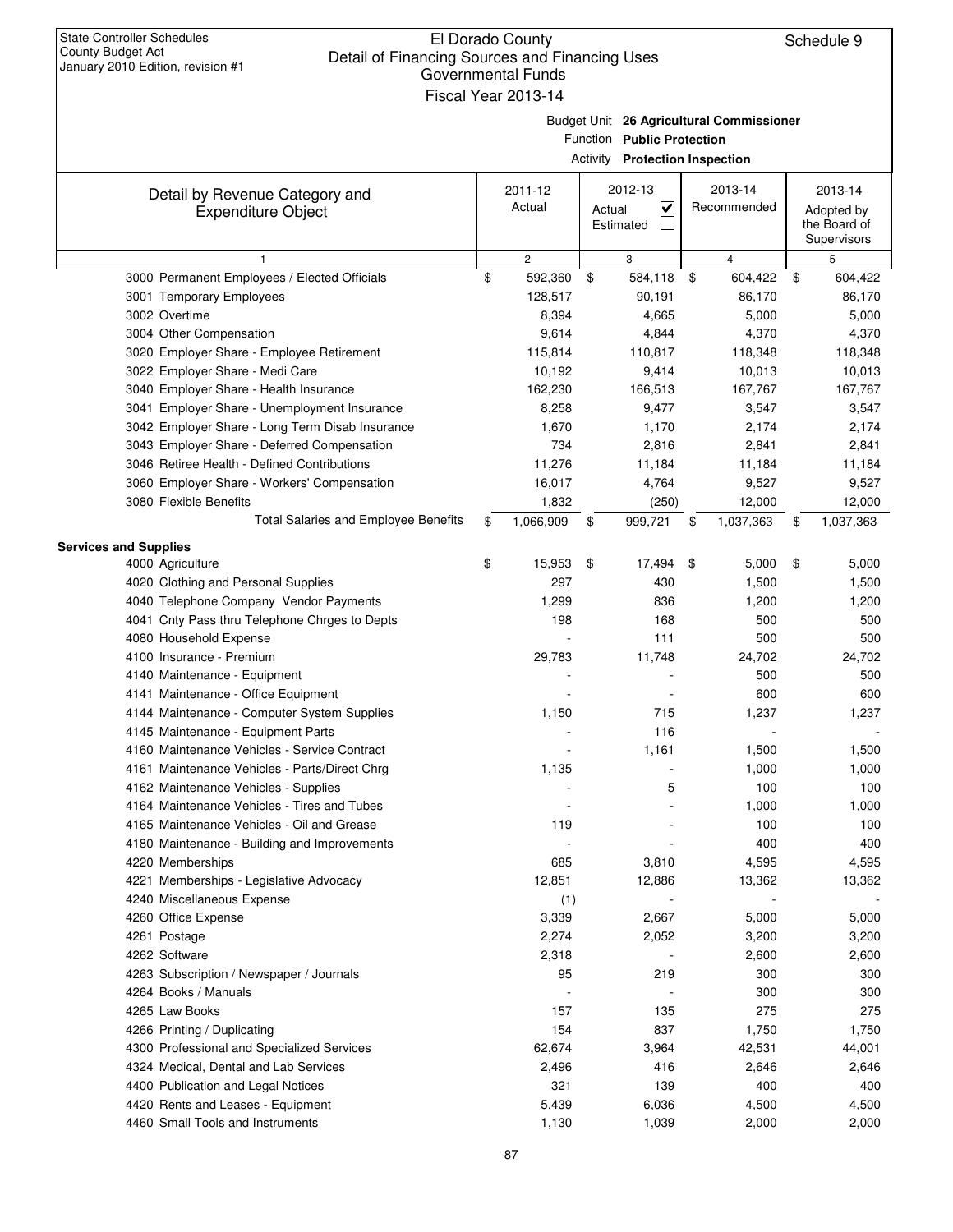State Controller Schedules
County Budget Act
January 2010 Edition, revision #1

# El Dorado County
## Detail of Financing Sources and Financing Uses
### Governmental Funds
### Fiscal Year 2013-14

Schedule 9

Budget Unit **26 Agricultural Commissioner**
Function **Public Protection**
Activity **Protection Inspection**

| Detail by Revenue Category and Expenditure Object | 2011-12 Actual | 2012-13 Actual ☑ Estimated ☐ | 2013-14 Recommended | 2013-14 Adopted by the Board of Supervisors |
|---|---|---|---|---|
| 1 | 2 | 3 | 4 | 5 |
| 3000 Permanent Employees / Elected Officials | $ 592,360 | $ 584,118 | $ 604,422 | $ 604,422 |
| 3001 Temporary Employees | 128,517 | 90,191 | 86,170 | 86,170 |
| 3002 Overtime | 8,394 | 4,665 | 5,000 | 5,000 |
| 3004 Other Compensation | 9,614 | 4,844 | 4,370 | 4,370 |
| 3020 Employer Share - Employee Retirement | 115,814 | 110,817 | 118,348 | 118,348 |
| 3022 Employer Share - Medi Care | 10,192 | 9,414 | 10,013 | 10,013 |
| 3040 Employer Share - Health Insurance | 162,230 | 166,513 | 167,767 | 167,767 |
| 3041 Employer Share - Unemployment Insurance | 8,258 | 9,477 | 3,547 | 3,547 |
| 3042 Employer Share - Long Term Disab Insurance | 1,670 | 1,170 | 2,174 | 2,174 |
| 3043 Employer Share - Deferred Compensation | 734 | 2,816 | 2,841 | 2,841 |
| 3046 Retiree Health - Defined Contributions | 11,276 | 11,184 | 11,184 | 11,184 |
| 3060 Employer Share - Workers' Compensation | 16,017 | 4,764 | 9,527 | 9,527 |
| 3080 Flexible Benefits | 1,832 | (250) | 12,000 | 12,000 |
| Total Salaries and Employee Benefits | $ 1,066,909 | $ 999,721 | $ 1,037,363 | $ 1,037,363 |
| **Services and Supplies** | | | | |
| 4000 Agriculture | $ 15,953 | $ 17,494 | $ 5,000 | $ 5,000 |
| 4020 Clothing and Personal Supplies | 297 | 430 | 1,500 | 1,500 |
| 4040 Telephone Company Vendor Payments | 1,299 | 836 | 1,200 | 1,200 |
| 4041 Cnty Pass thru Telephone Chrges to Depts | 198 | 168 | 500 | 500 |
| 4080 Household Expense | - | 111 | 500 | 500 |
| 4100 Insurance - Premium | 29,783 | 11,748 | 24,702 | 24,702 |
| 4140 Maintenance - Equipment | - | - | 500 | 500 |
| 4141 Maintenance - Office Equipment | - | - | 600 | 600 |
| 4144 Maintenance - Computer System Supplies | 1,150 | 715 | 1,237 | 1,237 |
| 4145 Maintenance - Equipment Parts | - | 116 | - | - |
| 4160 Maintenance Vehicles - Service Contract | - | 1,161 | 1,500 | 1,500 |
| 4161 Maintenance Vehicles - Parts/Direct Chrg | 1,135 | - | 1,000 | 1,000 |
| 4162 Maintenance Vehicles - Supplies | - | 5 | 100 | 100 |
| 4164 Maintenance Vehicles - Tires and Tubes | - | - | 1,000 | 1,000 |
| 4165 Maintenance Vehicles - Oil and Grease | 119 | - | 100 | 100 |
| 4180 Maintenance - Building and Improvements | - | - | 400 | 400 |
| 4220 Memberships | 685 | 3,810 | 4,595 | 4,595 |
| 4221 Memberships - Legislative Advocacy | 12,851 | 12,886 | 13,362 | 13,362 |
| 4240 Miscellaneous Expense | (1) | - | - | - |
| 4260 Office Expense | 3,339 | 2,667 | 5,000 | 5,000 |
| 4261 Postage | 2,274 | 2,052 | 3,200 | 3,200 |
| 4262 Software | 2,318 | - | 2,600 | 2,600 |
| 4263 Subscription / Newspaper / Journals | 95 | 219 | 300 | 300 |
| 4264 Books / Manuals | - | - | 300 | 300 |
| 4265 Law Books | 157 | 135 | 275 | 275 |
| 4266 Printing / Duplicating | 154 | 837 | 1,750 | 1,750 |
| 4300 Professional and Specialized Services | 62,674 | 3,964 | 42,531 | 44,001 |
| 4324 Medical, Dental and Lab Services | 2,496 | 416 | 2,646 | 2,646 |
| 4400 Publication and Legal Notices | 321 | 139 | 400 | 400 |
| 4420 Rents and Leases - Equipment | 5,439 | 6,036 | 4,500 | 4,500 |
| 4460 Small Tools and Instruments | 1,130 | 1,039 | 2,000 | 2,000 |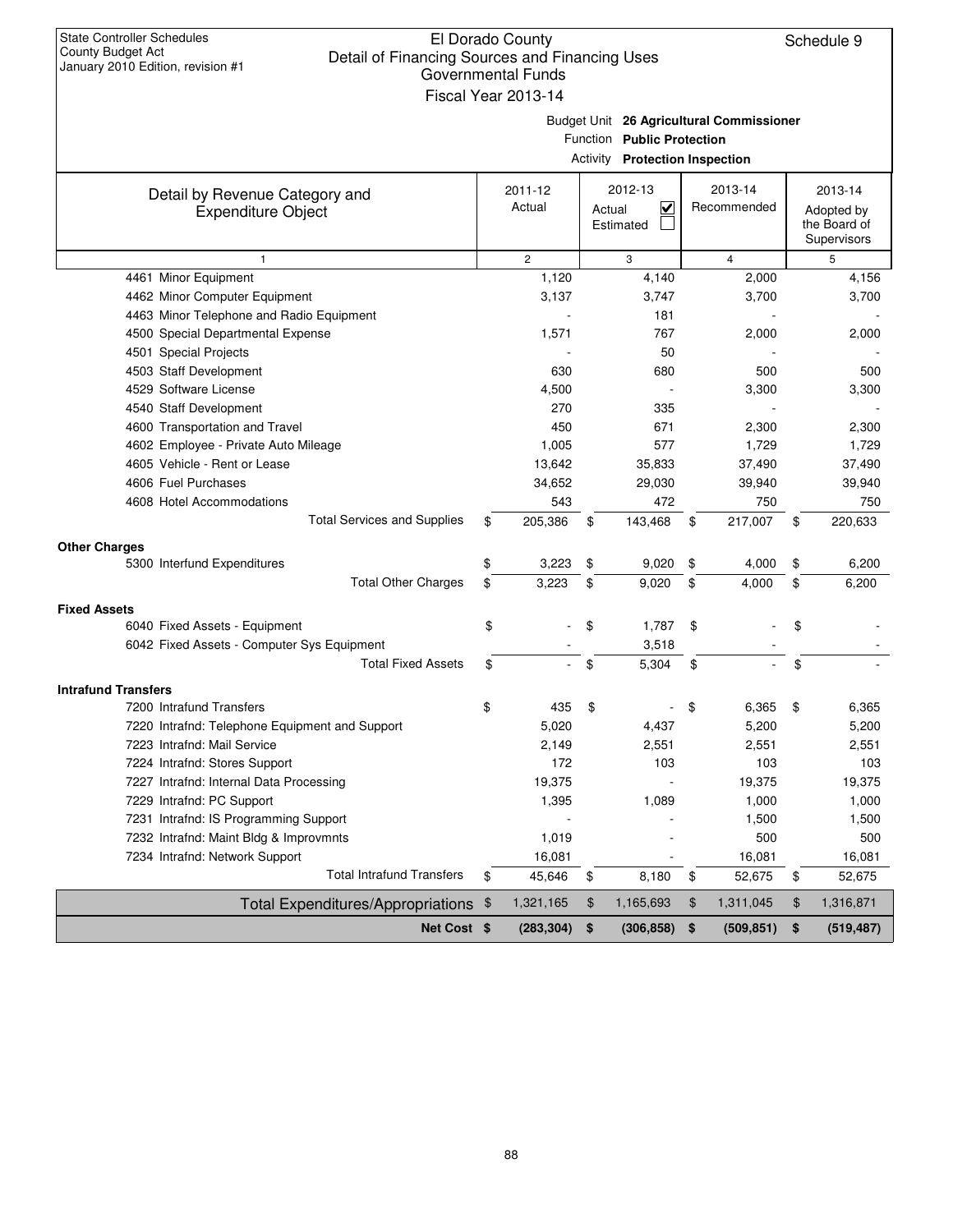State Controller Schedules
County Budget Act
January 2010 Edition, revision #1

# El Dorado County
## Detail of Financing Sources and Financing Uses
### Governmental Funds
### Fiscal Year 2013-14

Schedule 9

Budget Unit **26 Agricultural Commissioner**
Function **Public Protection**
Activity **Protection Inspection**

| Detail by Revenue Category and Expenditure Object | 2011-12 Actual | 2012-13 Actual ☑ Estimated ☐ | 2013-14 Recommended | 2013-14 Adopted by the Board of Supervisors |
|---|---|---|---|---|
| 1 | 2 | 3 | 4 | 5 |
| 4461 Minor Equipment | 1,120 | 4,140 | 2,000 | 4,156 |
| 4462 Minor Computer Equipment | 3,137 | 3,747 | 3,700 | 3,700 |
| 4463 Minor Telephone and Radio Equipment | - | 181 | - | - |
| 4500 Special Departmental Expense | 1,571 | 767 | 2,000 | 2,000 |
| 4501 Special Projects | - | 50 | - | - |
| 4503 Staff Development | 630 | 680 | 500 | 500 |
| 4529 Software License | 4,500 | - | 3,300 | 3,300 |
| 4540 Staff Development | 270 | 335 | - | - |
| 4600 Transportation and Travel | 450 | 671 | 2,300 | 2,300 |
| 4602 Employee - Private Auto Mileage | 1,005 | 577 | 1,729 | 1,729 |
| 4605 Vehicle - Rent or Lease | 13,642 | 35,833 | 37,490 | 37,490 |
| 4606 Fuel Purchases | 34,652 | 29,030 | 39,940 | 39,940 |
| 4608 Hotel Accommodations | 543 | 472 | 750 | 750 |
| Total Services and Supplies | $ 205,386 | $ 143,468 | $ 217,007 | $ 220,633 |
| **Other Charges** | | | | |
| 5300 Interfund Expenditures | $ 3,223 | $ 9,020 | $ 4,000 | $ 6,200 |
| Total Other Charges | $ 3,223 | $ 9,020 | $ 4,000 | $ 6,200 |
| **Fixed Assets** | | | | |
| 6040 Fixed Assets - Equipment | $ - | $ 1,787 | $ - | $ - |
| 6042 Fixed Assets - Computer Sys Equipment | - | 3,518 | - | - |
| Total Fixed Assets | $ - | $ 5,304 | $ - | $ - |
| **Intrafund Transfers** | | | | |
| 7200 Intrafund Transfers | $ 435 | $ - | $ 6,365 | $ 6,365 |
| 7220 Intrafnd: Telephone Equipment and Support | 5,020 | 4,437 | 5,200 | 5,200 |
| 7223 Intrafnd: Mail Service | 2,149 | 2,551 | 2,551 | 2,551 |
| 7224 Intrafnd: Stores Support | 172 | 103 | 103 | 103 |
| 7227 Intrafnd: Internal Data Processing | 19,375 | - | 19,375 | 19,375 |
| 7229 Intrafnd: PC Support | 1,395 | 1,089 | 1,000 | 1,000 |
| 7231 Intrafnd: IS Programming Support | - | - | 1,500 | 1,500 |
| 7232 Intrafnd: Maint Bldg & Improvmnts | 1,019 | - | 500 | 500 |
| 7234 Intrafnd: Network Support | 16,081 | - | 16,081 | 16,081 |
| Total Intrafund Transfers | $ 45,646 | $ 8,180 | $ 52,675 | $ 52,675 |
| Total Expenditures/Appropriations | $ 1,321,165 | $ 1,165,693 | $ 1,311,045 | $ 1,316,871 |
| **Net Cost** | **$ (283,304)** | **$ (306,858)** | **$ (509,851)** | **$ (519,487)** |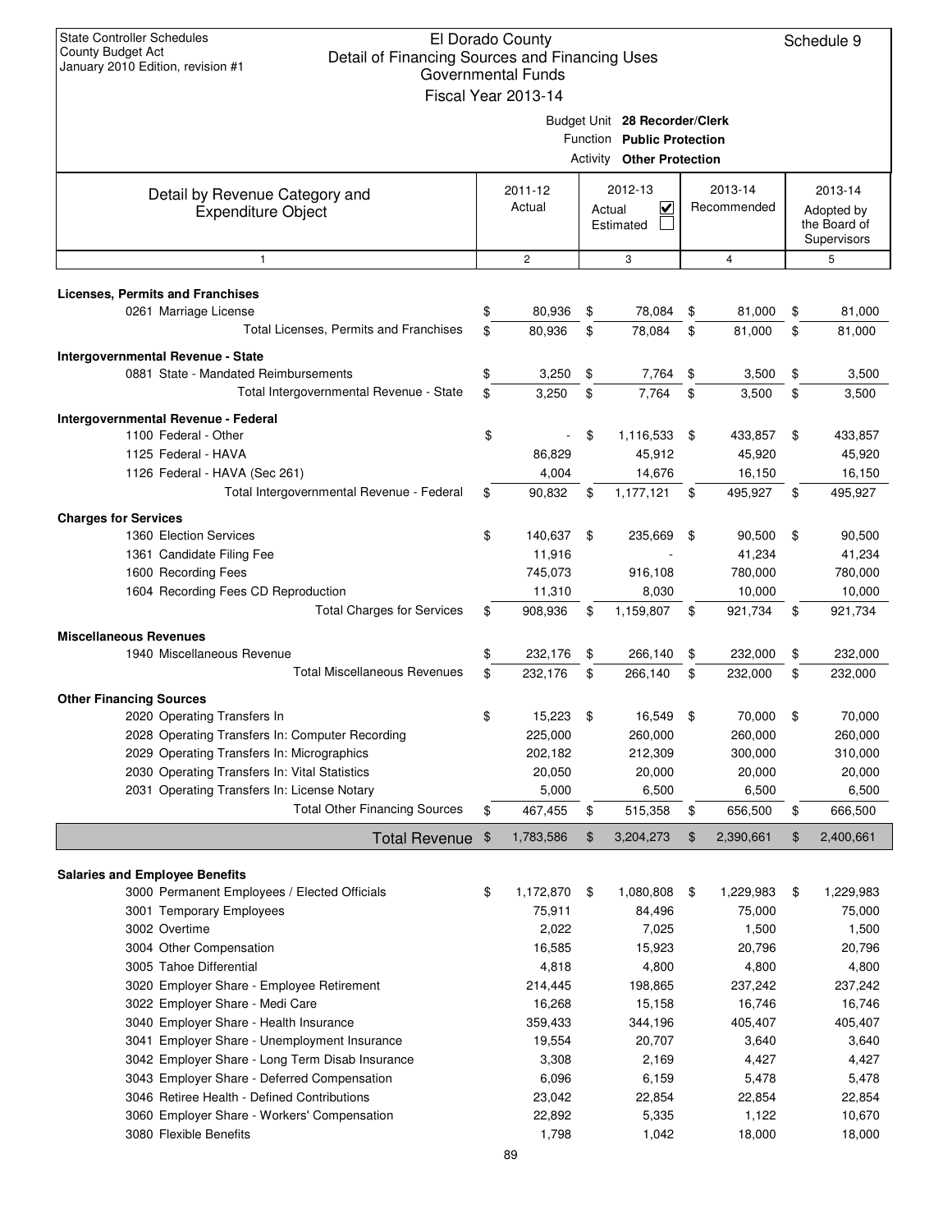State Controller Schedules
County Budget Act
January 2010 Edition, revision #1

# El Dorado County
## Detail of Financing Sources and Financing Uses
### Governmental Funds
### Fiscal Year 2013-14

Schedule 9

Budget Unit **28 Recorder/Clerk**
Function **Public Protection**
Activity **Other Protection**

| Detail by Revenue Category and Expenditure Object | 2011-12 Actual | 2012-13 Actual ☑ Estimated ☐ | 2013-14 Recommended | 2013-14 Adopted by the Board of Supervisors |
|---|---|---|---|---|
| 1 | 2 | 3 | 4 | 5 |
| **Licenses, Permits and Franchises** | | | | |
| 0261 Marriage License | $ 80,936 | $ 78,084 | $ 81,000 | $ 81,000 |
| Total Licenses, Permits and Franchises | $ 80,936 | $ 78,084 | $ 81,000 | $ 81,000 |
| **Intergovernmental Revenue - State** | | | | |
| 0881 State - Mandated Reimbursements | $ 3,250 | $ 7,764 | $ 3,500 | $ 3,500 |
| Total Intergovernmental Revenue - State | $ 3,250 | $ 7,764 | $ 3,500 | $ 3,500 |
| **Intergovernmental Revenue - Federal** | | | | |
| 1100 Federal - Other | $ - | $ 1,116,533 | $ 433,857 | $ 433,857 |
| 1125 Federal - HAVA | 86,829 | 45,912 | 45,920 | 45,920 |
| 1126 Federal - HAVA (Sec 261) | 4,004 | 14,676 | 16,150 | 16,150 |
| Total Intergovernmental Revenue - Federal | $ 90,832 | $ 1,177,121 | $ 495,927 | $ 495,927 |
| **Charges for Services** | | | | |
| 1360 Election Services | $ 140,637 | $ 235,669 | $ 90,500 | $ 90,500 |
| 1361 Candidate Filing Fee | 11,916 | - | 41,234 | 41,234 |
| 1600 Recording Fees | 745,073 | 916,108 | 780,000 | 780,000 |
| 1604 Recording Fees CD Reproduction | 11,310 | 8,030 | 10,000 | 10,000 |
| Total Charges for Services | $ 908,936 | $ 1,159,807 | $ 921,734 | $ 921,734 |
| **Miscellaneous Revenues** | | | | |
| 1940 Miscellaneous Revenue | $ 232,176 | $ 266,140 | $ 232,000 | $ 232,000 |
| Total Miscellaneous Revenues | $ 232,176 | $ 266,140 | $ 232,000 | $ 232,000 |
| **Other Financing Sources** | | | | |
| 2020 Operating Transfers In | $ 15,223 | $ 16,549 | $ 70,000 | $ 70,000 |
| 2028 Operating Transfers In: Computer Recording | 225,000 | 260,000 | 260,000 | 260,000 |
| 2029 Operating Transfers In: Micrographics | 202,182 | 212,309 | 300,000 | 310,000 |
| 2030 Operating Transfers In: Vital Statistics | 20,050 | 20,000 | 20,000 | 20,000 |
| 2031 Operating Transfers In: License Notary | 5,000 | 6,500 | 6,500 | 6,500 |
| Total Other Financing Sources | $ 467,455 | $ 515,358 | $ 656,500 | $ 666,500 |
| **Total Revenue** | $ 1,783,586 | $ 3,204,273 | $ 2,390,661 | $ 2,400,661 |
| **Salaries and Employee Benefits** | | | | |
| 3000 Permanent Employees / Elected Officials | $ 1,172,870 | $ 1,080,808 | $ 1,229,983 | $ 1,229,983 |
| 3001 Temporary Employees | 75,911 | 84,496 | 75,000 | 75,000 |
| 3002 Overtime | 2,022 | 7,025 | 1,500 | 1,500 |
| 3004 Other Compensation | 16,585 | 15,923 | 20,796 | 20,796 |
| 3005 Tahoe Differential | 4,818 | 4,800 | 4,800 | 4,800 |
| 3020 Employer Share - Employee Retirement | 214,445 | 198,865 | 237,242 | 237,242 |
| 3022 Employer Share - Medi Care | 16,268 | 15,158 | 16,746 | 16,746 |
| 3040 Employer Share - Health Insurance | 359,433 | 344,196 | 405,407 | 405,407 |
| 3041 Employer Share - Unemployment Insurance | 19,554 | 20,707 | 3,640 | 3,640 |
| 3042 Employer Share - Long Term Disab Insurance | 3,308 | 2,169 | 4,427 | 4,427 |
| 3043 Employer Share - Deferred Compensation | 6,096 | 6,159 | 5,478 | 5,478 |
| 3046 Retiree Health - Defined Contributions | 23,042 | 22,854 | 22,854 | 22,854 |
| 3060 Employer Share - Workers' Compensation | 22,892 | 5,335 | 1,122 | 10,670 |
| 3080 Flexible Benefits | 1,798 | 1,042 | 18,000 | 18,000 |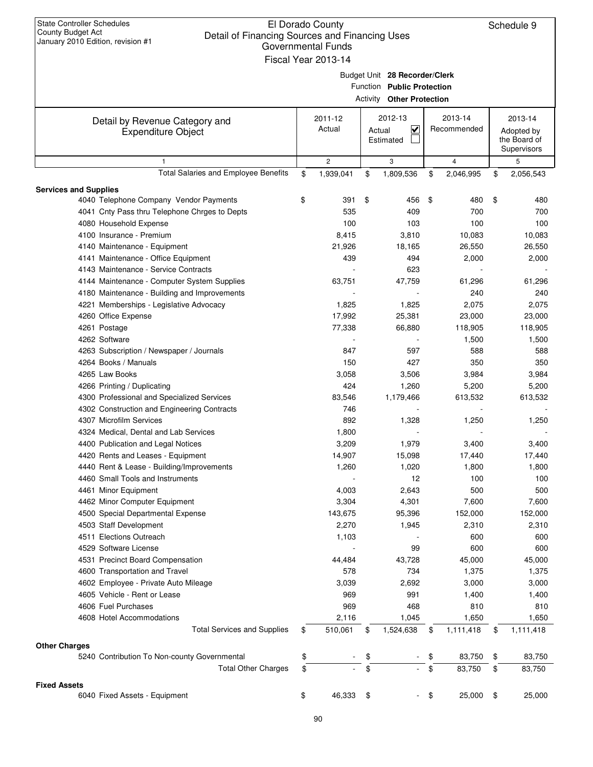State Controller Schedules
County Budget Act
January 2010 Edition, revision #1

# El Dorado County
## Detail of Financing Sources and Financing Uses
### Governmental Funds
### Fiscal Year 2013-14

Schedule 9

Budget Unit **28 Recorder/Clerk**
Function **Public Protection**
Activity **Other Protection**

| Detail by Revenue Category and Expenditure Object | 2011-12 Actual | 2012-13 Actual ☑ Estimated ☐ | 2013-14 Recommended | 2013-14 Adopted by the Board of Supervisors |
|---|---|---|---|---|
| 1 | 2 | 3 | 4 | 5 |
| Total Salaries and Employee Benefits | $ 1,939,041 | $ 1,809,536 | $ 2,046,995 | $ 2,056,543 |
| **Services and Supplies** | | | | |
| 4040 Telephone Company Vendor Payments | $ 391 | $ 456 | $ 480 | $ 480 |
| 4041 Cnty Pass thru Telephone Chrges to Depts | 535 | 409 | 700 | 700 |
| 4080 Household Expense | 100 | 103 | 100 | 100 |
| 4100 Insurance - Premium | 8,415 | 3,810 | 10,083 | 10,083 |
| 4140 Maintenance - Equipment | 21,926 | 18,165 | 26,550 | 26,550 |
| 4141 Maintenance - Office Equipment | 439 | 494 | 2,000 | 2,000 |
| 4143 Maintenance - Service Contracts | - | 623 | - | - |
| 4144 Maintenance - Computer System Supplies | 63,751 | 47,759 | 61,296 | 61,296 |
| 4180 Maintenance - Building and Improvements | - | - | 240 | 240 |
| 4221 Memberships - Legislative Advocacy | 1,825 | 1,825 | 2,075 | 2,075 |
| 4260 Office Expense | 17,992 | 25,381 | 23,000 | 23,000 |
| 4261 Postage | 77,338 | 66,880 | 118,905 | 118,905 |
| 4262 Software | - | - | 1,500 | 1,500 |
| 4263 Subscription / Newspaper / Journals | 847 | 597 | 588 | 588 |
| 4264 Books / Manuals | 150 | 427 | 350 | 350 |
| 4265 Law Books | 3,058 | 3,506 | 3,984 | 3,984 |
| 4266 Printing / Duplicating | 424 | 1,260 | 5,200 | 5,200 |
| 4300 Professional and Specialized Services | 83,546 | 1,179,466 | 613,532 | 613,532 |
| 4302 Construction and Engineering Contracts | 746 | - | - | - |
| 4307 Microfilm Services | 892 | 1,328 | 1,250 | 1,250 |
| 4324 Medical, Dental and Lab Services | 1,800 | - | - | - |
| 4400 Publication and Legal Notices | 3,209 | 1,979 | 3,400 | 3,400 |
| 4420 Rents and Leases - Equipment | 14,907 | 15,098 | 17,440 | 17,440 |
| 4440 Rent & Lease - Building/Improvements | 1,260 | 1,020 | 1,800 | 1,800 |
| 4460 Small Tools and Instruments | - | 12 | 100 | 100 |
| 4461 Minor Equipment | 4,003 | 2,643 | 500 | 500 |
| 4462 Minor Computer Equipment | 3,304 | 4,301 | 7,600 | 7,600 |
| 4500 Special Departmental Expense | 143,675 | 95,396 | 152,000 | 152,000 |
| 4503 Staff Development | 2,270 | 1,945 | 2,310 | 2,310 |
| 4511 Elections Outreach | 1,103 | - | 600 | 600 |
| 4529 Software License | - | 99 | 600 | 600 |
| 4531 Precinct Board Compensation | 44,484 | 43,728 | 45,000 | 45,000 |
| 4600 Transportation and Travel | 578 | 734 | 1,375 | 1,375 |
| 4602 Employee - Private Auto Mileage | 3,039 | 2,692 | 3,000 | 3,000 |
| 4605 Vehicle - Rent or Lease | 969 | 991 | 1,400 | 1,400 |
| 4606 Fuel Purchases | 969 | 468 | 810 | 810 |
| 4608 Hotel Accommodations | 2,116 | 1,045 | 1,650 | 1,650 |
| Total Services and Supplies | $ 510,061 | $ 1,524,638 | $ 1,111,418 | $ 1,111,418 |
| **Other Charges** | | | | |
| 5240 Contribution To Non-county Governmental | $ - | $ - | $ 83,750 | $ 83,750 |
| Total Other Charges | $ - | $ - | $ 83,750 | $ 83,750 |
| **Fixed Assets** | | | | |
| 6040 Fixed Assets - Equipment | $ 46,333 | $ - | $ 25,000 | $ 25,000 |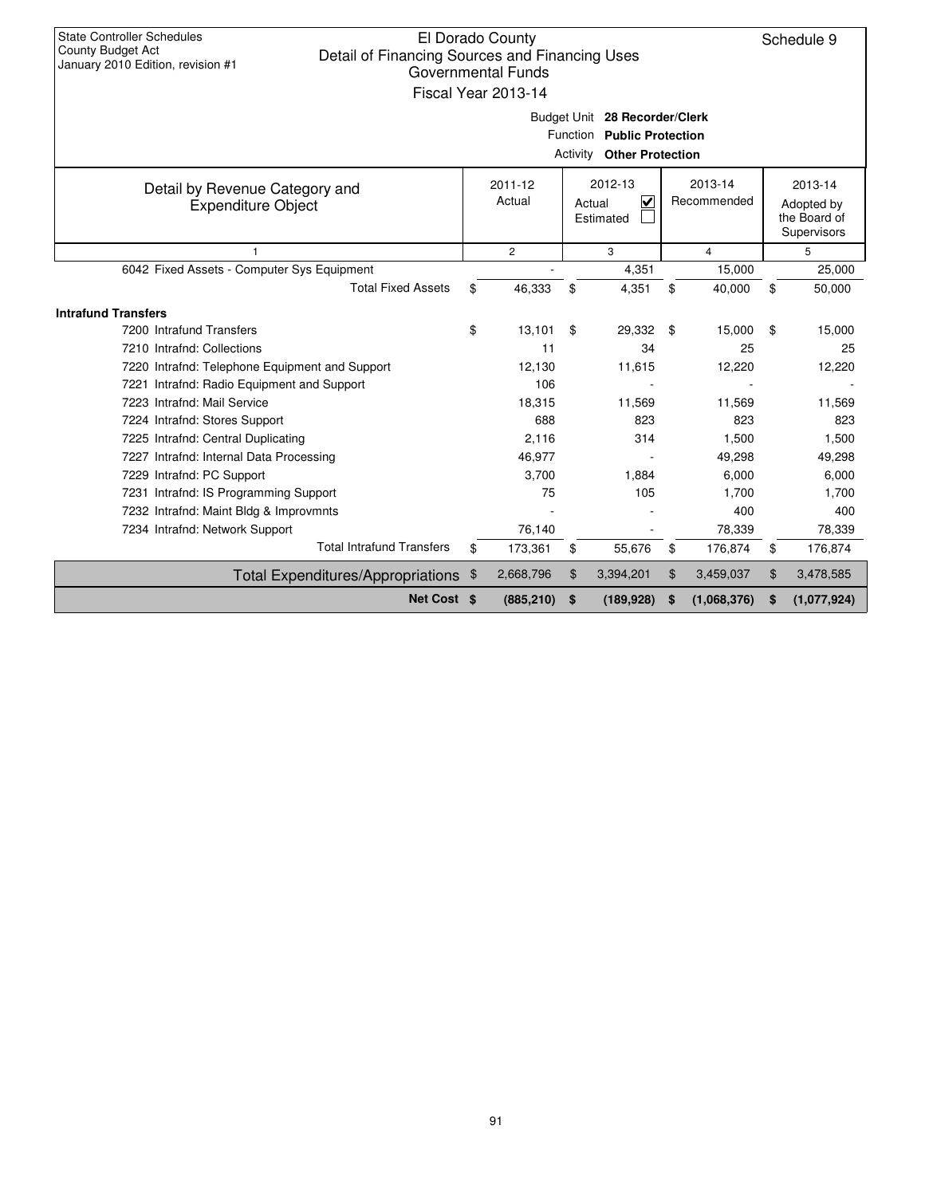State Controller Schedules
County Budget Act
January 2010 Edition, revision #1

# El Dorado County
## Detail of Financing Sources and Financing Uses
### Governmental Funds
### Fiscal Year 2013-14

Schedule 9

Budget Unit **28 Recorder/Clerk**
Function **Public Protection**
Activity **Other Protection**

| Detail by Revenue Category and Expenditure Object | 2011-12 Actual | 2012-13 Actual ☑ Estimated ☐ | 2013-14 Recommended | 2013-14 Adopted by the Board of Supervisors |
|---|---|---|---|---|
| 1 | 2 | 3 | 4 | 5 |
| 6042 Fixed Assets - Computer Sys Equipment | - | 4,351 | 15,000 | 25,000 |
| Total Fixed Assets | $ 46,333 | $ 4,351 | $ 40,000 | $ 50,000 |
| **Intrafund Transfers** | | | | |
| 7200 Intrafund Transfers | $ 13,101 | $ 29,332 | $ 15,000 | $ 15,000 |
| 7210 Intrafnd: Collections | 11 | 34 | 25 | 25 |
| 7220 Intrafnd: Telephone Equipment and Support | 12,130 | 11,615 | 12,220 | 12,220 |
| 7221 Intrafnd: Radio Equipment and Support | 106 | - | - | - |
| 7223 Intrafnd: Mail Service | 18,315 | 11,569 | 11,569 | 11,569 |
| 7224 Intrafnd: Stores Support | 688 | 823 | 823 | 823 |
| 7225 Intrafnd: Central Duplicating | 2,116 | 314 | 1,500 | 1,500 |
| 7227 Intrafnd: Internal Data Processing | 46,977 | - | 49,298 | 49,298 |
| 7229 Intrafnd: PC Support | 3,700 | 1,884 | 6,000 | 6,000 |
| 7231 Intrafnd: IS Programming Support | 75 | 105 | 1,700 | 1,700 |
| 7232 Intrafnd: Maint Bldg & Improvmnts | - | - | 400 | 400 |
| 7234 Intrafnd: Network Support | 76,140 | - | 78,339 | 78,339 |
| Total Intrafund Transfers | $ 173,361 | $ 55,676 | $ 176,874 | $ 176,874 |
| Total Expenditures/Appropriations | $ 2,668,796 | $ 3,394,201 | $ 3,459,037 | $ 3,478,585 |
| **Net Cost** | **$ (885,210)** | **$ (189,928)** | **$ (1,068,376)** | **$ (1,077,924)** |